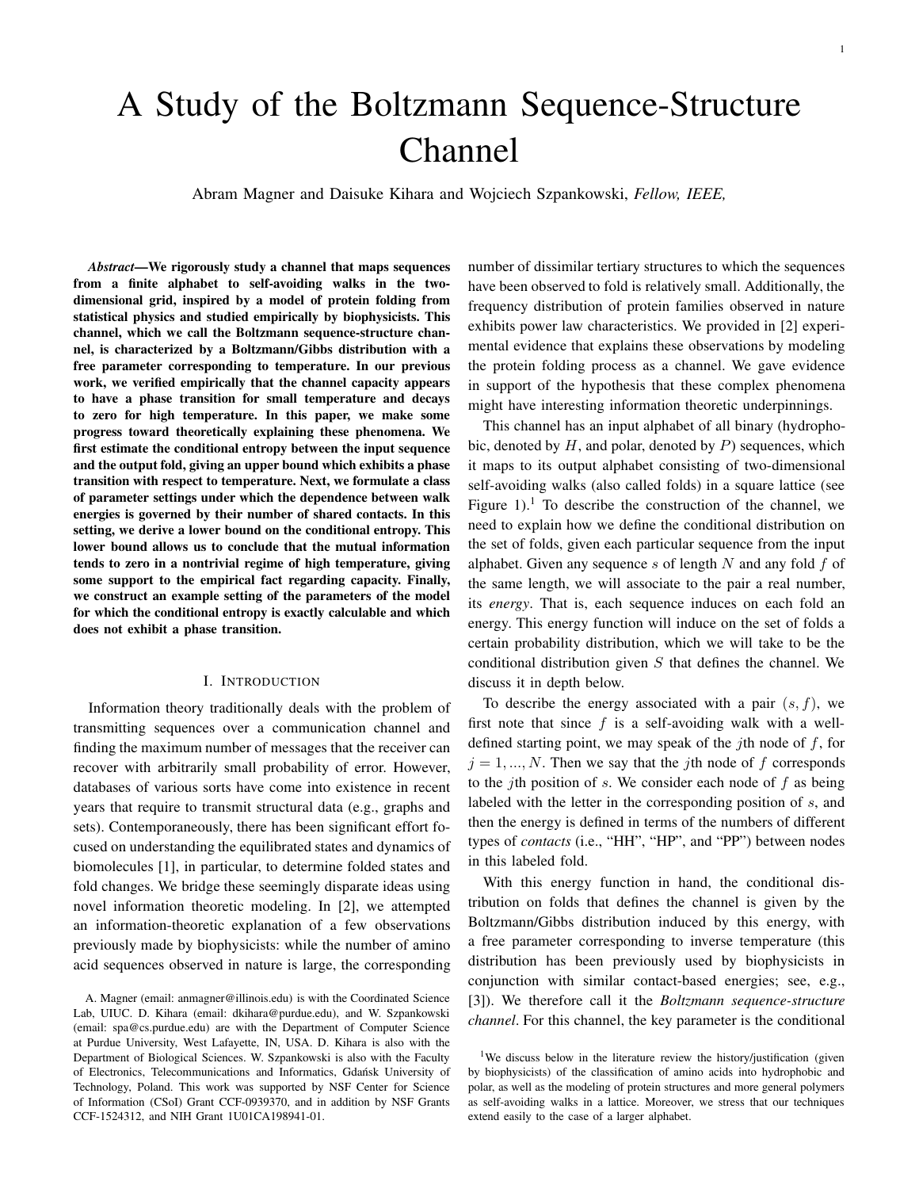# A Study of the Boltzmann Sequence-Structure Channel

Abram Magner and Daisuke Kihara and Wojciech Szpankowski, *Fellow, IEEE,*

***Abstract*—We rigorously study a channel that maps sequences from a finite alphabet to self-avoiding walks in the two-dimensional grid, inspired by a model of protein folding from statistical physics and studied empirically by biophysicists. This channel, which we call the Boltzmann sequence-structure channel, is characterized by a Boltzmann/Gibbs distribution with a free parameter corresponding to temperature. In our previous work, we verified empirically that the channel capacity appears to have a phase transition for small temperature and decays to zero for high temperature. In this paper, we make some progress toward theoretically explaining these phenomena. We first estimate the conditional entropy between the input sequence and the output fold, giving an upper bound which exhibits a phase transition with respect to temperature. Next, we formulate a class of parameter settings under which the dependence between walk energies is governed by their number of shared contacts. In this setting, we derive a lower bound on the conditional entropy. This lower bound allows us to conclude that the mutual information tends to zero in a nontrivial regime of high temperature, giving some support to the empirical fact regarding capacity. Finally, we construct an example setting of the parameters of the model for which the conditional entropy is exactly calculable and which does not exhibit a phase transition.**

## I. Introduction

Information theory traditionally deals with the problem of transmitting sequences over a communication channel and finding the maximum number of messages that the receiver can recover with arbitrarily small probability of error. However, databases of various sorts have come into existence in recent years that require to transmit structural data (e.g., graphs and sets). Contemporaneously, there has been significant effort focused on understanding the equilibrated states and dynamics of biomolecules [1], in particular, to determine folded states and fold changes. We bridge these seemingly disparate ideas using novel information theoretic modeling. In [2], we attempted an information-theoretic explanation of a few observations previously made by biophysicists: while the number of amino acid sequences observed in nature is large, the corresponding number of dissimilar tertiary structures to which the sequences have been observed to fold is relatively small. Additionally, the frequency distribution of protein families observed in nature exhibits power law characteristics. We provided in [2] experimental evidence that explains these observations by modeling the protein folding process as a channel. We gave evidence in support of the hypothesis that these complex phenomena might have interesting information theoretic underpinnings.

This channel has an input alphabet of all binary (hydrophobic, denoted by $H$, and polar, denoted by $P$) sequences, which it maps to its output alphabet consisting of two-dimensional self-avoiding walks (also called folds) in a square lattice (see Figure 1).[1] To describe the construction of the channel, we need to explain how we define the conditional distribution on the set of folds, given each particular sequence from the input alphabet. Given any sequence $s$ of length $N$ and any fold $f$ of the same length, we will associate to the pair a real number, its *energy*. That is, each sequence induces on each fold an energy. This energy function will induce on the set of folds a certain probability distribution, which we will take to be the conditional distribution given $S$ that defines the channel. We discuss it in depth below.

To describe the energy associated with a pair $(s, f)$, we first note that since $f$ is a self-avoiding walk with a well-defined starting point, we may speak of the $j$th node of $f$, for $j = 1, ..., N$. Then we say that the $j$th node of $f$ corresponds to the $j$th position of $s$. We consider each node of $f$ as being labeled with the letter in the corresponding position of $s$, and then the energy is defined in terms of the numbers of different types of *contacts* (i.e., "HH", "HP", and "PP") between nodes in this labeled fold.

With this energy function in hand, the conditional distribution on folds that defines the channel is given by the Boltzmann/Gibbs distribution induced by this energy, with a free parameter corresponding to inverse temperature (this distribution has been previously used by biophysicists in conjunction with similar contact-based energies; see, e.g., [3]). We therefore call it the *Boltzmann sequence-structure channel*. For this channel, the key parameter is the conditional

A. Magner (email: anmagner@illinois.edu) is with the Coordinated Science Lab, UIUC. D. Kihara (email: dkihara@purdue.edu), and W. Szpankowski (email: spa@cs.purdue.edu) are with the Department of Computer Science at Purdue University, West Lafayette, IN, USA. D. Kihara is also with the Department of Biological Sciences. W. Szpankowski is also with the Faculty of Electronics, Telecommunications and Informatics, Gdańsk University of Technology, Poland. This work was supported by NSF Center for Science of Information (CSoI) Grant CCF-0939370, and in addition by NSF Grants CCF-1524312, and NIH Grant 1U01CA198941-01.

[1] We discuss below in the literature review the history/justification (given by biophysicists) of the classification of amino acids into hydrophobic and polar, as well as the modeling of protein structures and more general polymers as self-avoiding walks in a lattice. Moreover, we stress that our techniques extend easily to the case of a larger alphabet.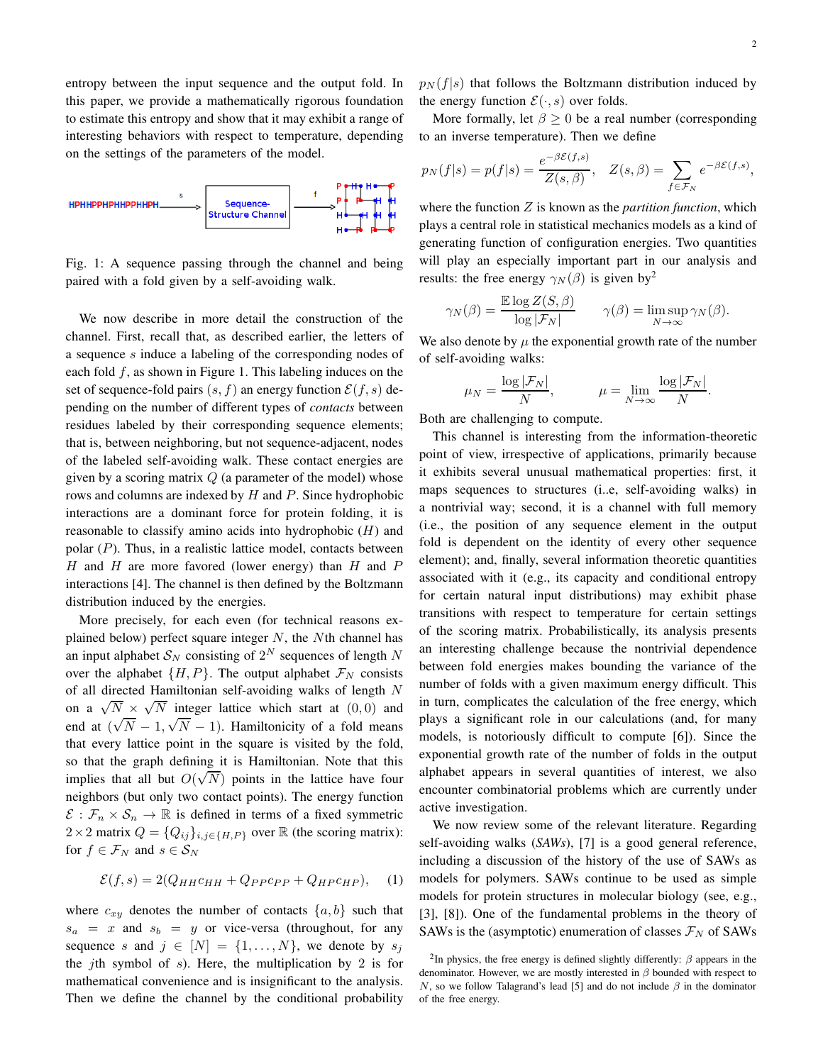entropy between the input sequence and the output fold. In this paper, we provide a mathematically rigorous foundation to estimate this entropy and show that it may exhibit a range of interesting behaviors with respect to temperature, depending on the settings of the parameters of the model.

Fig. 1: A sequence passing through the channel and being paired with a fold given by a self-avoiding walk.

We now describe in more detail the construction of the channel. First, recall that, as described earlier, the letters of a sequence $s$ induce a labeling of the corresponding nodes of each fold $f$, as shown in Figure 1. This labeling induces on the set of sequence-fold pairs $(s, f)$ an energy function $\mathcal{E}(f, s)$ depending on the number of different types of *contacts* between residues labeled by their corresponding sequence elements; that is, between neighboring, but not sequence-adjacent, nodes of the labeled self-avoiding walk. These contact energies are given by a scoring matrix $Q$ (a parameter of the model) whose rows and columns are indexed by $H$ and $P$. Since hydrophobic interactions are a dominant force for protein folding, it is reasonable to classify amino acids into hydrophobic ($H$) and polar ($P$). Thus, in a realistic lattice model, contacts between $H$ and $H$ are more favored (lower energy) than $H$ and $P$ interactions [4]. The channel is then defined by the Boltzmann distribution induced by the energies.

More precisely, for each even (for technical reasons explained below) perfect square integer $N$, the $N$th channel has an input alphabet $\mathcal{S}_N$ consisting of $2^N$ sequences of length $N$ over the alphabet $\{H, P\}$. The output alphabet $\mathcal{F}_N$ consists of all directed Hamiltonian self-avoiding walks of length $N$ on a $\sqrt{N} \times \sqrt{N}$ integer lattice which start at $(0, 0)$ and end at $(\sqrt{N}-1, \sqrt{N}-1)$. Hamiltonicity of a fold means that every lattice point in the square is visited by the fold, so that the graph defining it is Hamiltonian. Note that this implies that all but $O(\sqrt{N})$ points in the lattice have four neighbors (but only two contact points). The energy function $\mathcal{E} : \mathcal{F}_n \times \mathcal{S}_n \to \mathbb{R}$ is defined in terms of a fixed symmetric $2 \times 2$ matrix $Q = \{Q_{ij}\}_{i,j \in \{H,P\}}$ over $\mathbb{R}$ (the scoring matrix): for $f \in \mathcal{F}_N$ and $s \in \mathcal{S}_N$

$$\mathcal{E}(f, s) = 2(Q_{HH}c_{HH} + Q_{PP}c_{PP} + Q_{HP}c_{HP}), \quad (1)$$

where $c_{xy}$ denotes the number of contacts $\{a, b\}$ such that $s_a = x$ and $s_b = y$ or vice-versa (throughout, for any sequence $s$ and $j \in [N] = \{1, \ldots, N\}$, we denote by $s_j$ the $j$th symbol of $s$). Here, the multiplication by 2 is for mathematical convenience and is insignificant to the analysis. Then we define the channel by the conditional probability $p_N(f|s)$ that follows the Boltzmann distribution induced by the energy function $\mathcal{E}(\cdot, s)$ over folds.

More formally, let $\beta \geq 0$ be a real number (corresponding to an inverse temperature). Then we define

$$p_N(f|s) = p(f|s) = \frac{e^{-\beta\mathcal{E}(f,s)}}{Z(s,\beta)}, \quad Z(s,\beta) = \sum_{f\in\mathcal{F}_N} e^{-\beta\mathcal{E}(f,s)},$$

where the function $Z$ is known as the *partition function*, which plays a central role in statistical mechanics models as a kind of generating function of configuration energies. Two quantities will play an especially important part in our analysis and results: the free energy $\gamma_N(\beta)$ is given by[2]

$$\gamma_N(\beta) = \frac{\mathbb{E}\log Z(S,\beta)}{\log|\mathcal{F}_N|} \qquad \gamma(\beta) = \limsup_{N\to\infty} \gamma_N(\beta).$$

We also denote by $\mu$ the exponential growth rate of the number of self-avoiding walks:

$$\mu_N = \frac{\log|\mathcal{F}_N|}{N}, \qquad \mu = \lim_{N\to\infty} \frac{\log|\mathcal{F}_N|}{N}.$$

Both are challenging to compute.

This channel is interesting from the information-theoretic point of view, irrespective of applications, primarily because it exhibits several unusual mathematical properties: first, it maps sequences to structures (i..e, self-avoiding walks) in a nontrivial way; second, it is a channel with full memory (i.e., the position of any sequence element in the output fold is dependent on the identity of every other sequence element); and, finally, several information theoretic quantities associated with it (e.g., its capacity and conditional entropy for certain natural input distributions) may exhibit phase transitions with respect to temperature for certain settings of the scoring matrix. Probabilistically, its analysis presents an interesting challenge because the nontrivial dependence between fold energies makes bounding the variance of the number of folds with a given maximum energy difficult. This in turn, complicates the calculation of the free energy, which plays a significant role in our calculations (and, for many models, is notoriously difficult to compute [6]). Since the exponential growth rate of the number of folds in the output alphabet appears in several quantities of interest, we also encounter combinatorial problems which are currently under active investigation.

We now review some of the relevant literature. Regarding self-avoiding walks (*SAWs*), [7] is a good general reference, including a discussion of the history of the use of SAWs as models for polymers. SAWs continue to be used as simple models for protein structures in molecular biology (see, e.g., [3], [8]). One of the fundamental problems in the theory of SAWs is the (asymptotic) enumeration of classes $\mathcal{F}_N$ of SAWs

[2] In physics, the free energy is defined slightly differently: $\beta$ appears in the denominator. However, we are mostly interested in $\beta$ bounded with respect to $N$, so we follow Talagrand's lead [5] and do not include $\beta$ in the dominator of the free energy.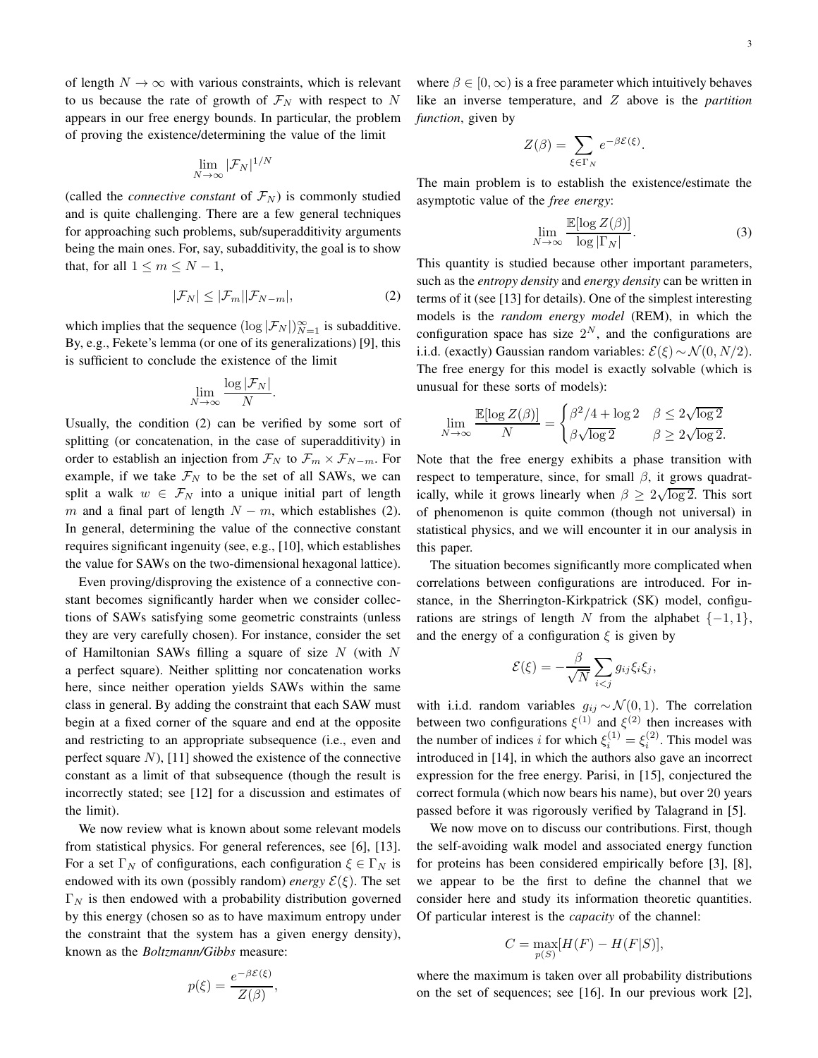of length $N \to \infty$ with various constraints, which is relevant to us because the rate of growth of $\mathcal{F}_N$ with respect to $N$ appears in our free energy bounds. In particular, the problem of proving the existence/determining the value of the limit

$$\lim_{N\to\infty} |\mathcal{F}_N|^{1/N}$$

(called the *connective constant* of $\mathcal{F}_N$) is commonly studied and is quite challenging. There are a few general techniques for approaching such problems, sub/superadditivity arguments being the main ones. For, say, subadditivity, the goal is to show that, for all $1 \leq m \leq N-1$,

$$|\mathcal{F}_N| \leq |\mathcal{F}_m||\mathcal{F}_{N-m}|, \tag{2}$$

which implies that the sequence $(\log |\mathcal{F}_N|)_{N=1}^{\infty}$ is subadditive. By, e.g., Fekete's lemma (or one of its generalizations) [9], this is sufficient to conclude the existence of the limit

$$\lim_{N\to\infty} \frac{\log |\mathcal{F}_N|}{N}.$$

Usually, the condition (2) can be verified by some sort of splitting (or concatenation, in the case of superadditivity) in order to establish an injection from $\mathcal{F}_N$ to $\mathcal{F}_m \times \mathcal{F}_{N-m}$. For example, if we take $\mathcal{F}_N$ to be the set of all SAWs, we can split a walk $w \in \mathcal{F}_N$ into a unique initial part of length $m$ and a final part of length $N-m$, which establishes (2). In general, determining the value of the connective constant requires significant ingenuity (see, e.g., [10], which establishes the value for SAWs on the two-dimensional hexagonal lattice).

Even proving/disproving the existence of a connective constant becomes significantly harder when we consider collections of SAWs satisfying some geometric constraints (unless they are very carefully chosen). For instance, consider the set of Hamiltonian SAWs filling a square of size $N$ (with $N$ a perfect square). Neither splitting nor concatenation works here, since neither operation yields SAWs within the same class in general. By adding the constraint that each SAW must begin at a fixed corner of the square and end at the opposite and restricting to an appropriate subsequence (i.e., even and perfect square $N$), [11] showed the existence of the connective constant as a limit of that subsequence (though the result is incorrectly stated; see [12] for a discussion and estimates of the limit).

We now review what is known about some relevant models from statistical physics. For general references, see [6], [13]. For a set $\Gamma_N$ of configurations, each configuration $\xi \in \Gamma_N$ is endowed with its own (possibly random) *energy* $\mathcal{E}(\xi)$. The set $\Gamma_N$ is then endowed with a probability distribution governed by this energy (chosen so as to have maximum entropy under the constraint that the system has a given energy density), known as the *Boltzmann/Gibbs* measure:

$$p(\xi) = \frac{e^{-\beta\mathcal{E}(\xi)}}{Z(\beta)},$$

where $\beta \in [0, \infty)$ is a free parameter which intuitively behaves like an inverse temperature, and $Z$ above is the *partition function*, given by

$$Z(\beta) = \sum_{\xi\in\Gamma_N} e^{-\beta\mathcal{E}(\xi)}.$$

The main problem is to establish the existence/estimate the asymptotic value of the *free energy*:

$$\lim_{N\to\infty} \frac{\mathbb{E}[\log Z(\beta)]}{\log |\Gamma_N|}. \tag{3}$$

This quantity is studied because other important parameters, such as the *entropy density* and *energy density* can be written in terms of it (see [13] for details). One of the simplest interesting models is the *random energy model* (REM), in which the configuration space has size $2^N$, and the configurations are i.i.d. (exactly) Gaussian random variables: $\mathcal{E}(\xi) \sim \mathcal{N}(0, N/2)$. The free energy for this model is exactly solvable (which is unusual for these sorts of models):

$$\lim_{N\to\infty} \frac{\mathbb{E}[\log Z(\beta)]}{N} = \begin{cases} \beta^2/4 + \log 2 & \beta \leq 2\sqrt{\log 2} \\ \beta\sqrt{\log 2} & \beta \geq 2\sqrt{\log 2}. \end{cases}$$

Note that the free energy exhibits a phase transition with respect to temperature, since, for small $\beta$, it grows quadratically, while it grows linearly when $\beta \geq 2\sqrt{\log 2}$. This sort of phenomenon is quite common (though not universal) in statistical physics, and we will encounter it in our analysis in this paper.

The situation becomes significantly more complicated when correlations between configurations are introduced. For instance, in the Sherrington-Kirkpatrick (SK) model, configurations are strings of length $N$ from the alphabet $\{-1, 1\}$, and the energy of a configuration $\xi$ is given by

$$\mathcal{E}(\xi) = -\frac{\beta}{\sqrt{N}} \sum_{i<j} g_{ij}\xi_i\xi_j,$$

with i.i.d. random variables $g_{ij} \sim \mathcal{N}(0, 1)$. The correlation between two configurations $\xi^{(1)}$ and $\xi^{(2)}$ then increases with the number of indices $i$ for which $\xi_i^{(1)} = \xi_i^{(2)}$. This model was introduced in [14], in which the authors also gave an incorrect expression for the free energy. Parisi, in [15], conjectured the correct formula (which now bears his name), but over 20 years passed before it was rigorously verified by Talagrand in [5].

We now move on to discuss our contributions. First, though the self-avoiding walk model and associated energy function for proteins has been considered empirically before [3], [8], we appear to be the first to define the channel that we consider here and study its information theoretic quantities. Of particular interest is the *capacity* of the channel:

$$C = \max_{p(S)}[H(F) - H(F|S)],$$

where the maximum is taken over all probability distributions on the set of sequences; see [16]. In our previous work [2],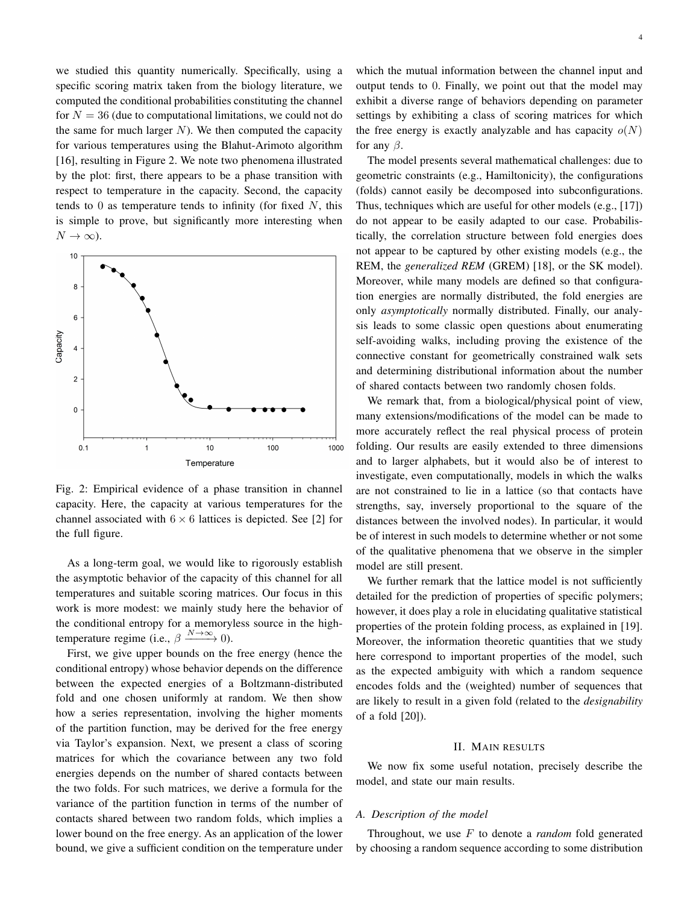we studied this quantity numerically. Specifically, using a specific scoring matrix taken from the biology literature, we computed the conditional probabilities constituting the channel for $N = 36$ (due to computational limitations, we could not do the same for much larger $N$). We then computed the capacity for various temperatures using the Blahut-Arimoto algorithm [16], resulting in Figure 2. We note two phenomena illustrated by the plot: first, there appears to be a phase transition with respect to temperature in the capacity. Second, the capacity tends to 0 as temperature tends to infinity (for fixed $N$, this is simple to prove, but significantly more interesting when $N \to \infty$).

Fig. 2: Empirical evidence of a phase transition in channel capacity. Here, the capacity at various temperatures for the channel associated with $6 \times 6$ lattices is depicted. See [2] for the full figure.

As a long-term goal, we would like to rigorously establish the asymptotic behavior of the capacity of this channel for all temperatures and suitable scoring matrices. Our focus in this work is more modest: we mainly study here the behavior of the conditional entropy for a memoryless source in the high-temperature regime (i.e., $\beta \xrightarrow{N\to\infty} 0$).

First, we give upper bounds on the free energy (hence the conditional entropy) whose behavior depends on the difference between the expected energies of a Boltzmann-distributed fold and one chosen uniformly at random. We then show how a series representation, involving the higher moments of the partition function, may be derived for the free energy via Taylor's expansion. Next, we present a class of scoring matrices for which the covariance between any two fold energies depends on the number of shared contacts between the two folds. For such matrices, we derive a formula for the variance of the partition function in terms of the number of contacts shared between two random folds, which implies a lower bound on the free energy. As an application of the lower bound, we give a sufficient condition on the temperature under which the mutual information between the channel input and output tends to 0. Finally, we point out that the model may exhibit a diverse range of behaviors depending on parameter settings by exhibiting a class of scoring matrices for which the free energy is exactly analyzable and has capacity $o(N)$ for any $\beta$.

The model presents several mathematical challenges: due to geometric constraints (e.g., Hamiltonicity), the configurations (folds) cannot easily be decomposed into subconfigurations. Thus, techniques which are useful for other models (e.g., [17]) do not appear to be easily adapted to our case. Probabilistically, the correlation structure between fold energies does not appear to be captured by other existing models (e.g., the REM, the *generalized REM* (GREM) [18], or the SK model). Moreover, while many models are defined so that configuration energies are normally distributed, the fold energies are only *asymptotically* normally distributed. Finally, our analysis leads to some classic open questions about enumerating self-avoiding walks, including proving the existence of the connective constant for geometrically constrained walk sets and determining distributional information about the number of shared contacts between two randomly chosen folds.

We remark that, from a biological/physical point of view, many extensions/modifications of the model can be made to more accurately reflect the real physical process of protein folding. Our results are easily extended to three dimensions and to larger alphabets, but it would also be of interest to investigate, even computationally, models in which the walks are not constrained to lie in a lattice (so that contacts have strengths, say, inversely proportional to the square of the distances between the involved nodes). In particular, it would be of interest in such models to determine whether or not some of the qualitative phenomena that we observe in the simpler model are still present.

We further remark that the lattice model is not sufficiently detailed for the prediction of properties of specific polymers; however, it does play a role in elucidating qualitative statistical properties of the protein folding process, as explained in [19]. Moreover, the information theoretic quantities that we study here correspond to important properties of the model, such as the expected ambiguity with which a random sequence encodes folds and the (weighted) number of sequences that are likely to result in a given fold (related to the *designability* of a fold [20]).

## II. Main results

We now fix some useful notation, precisely describe the model, and state our main results.

### A. Description of the model

Throughout, we use $F$ to denote a *random* fold generated by choosing a random sequence according to some distribution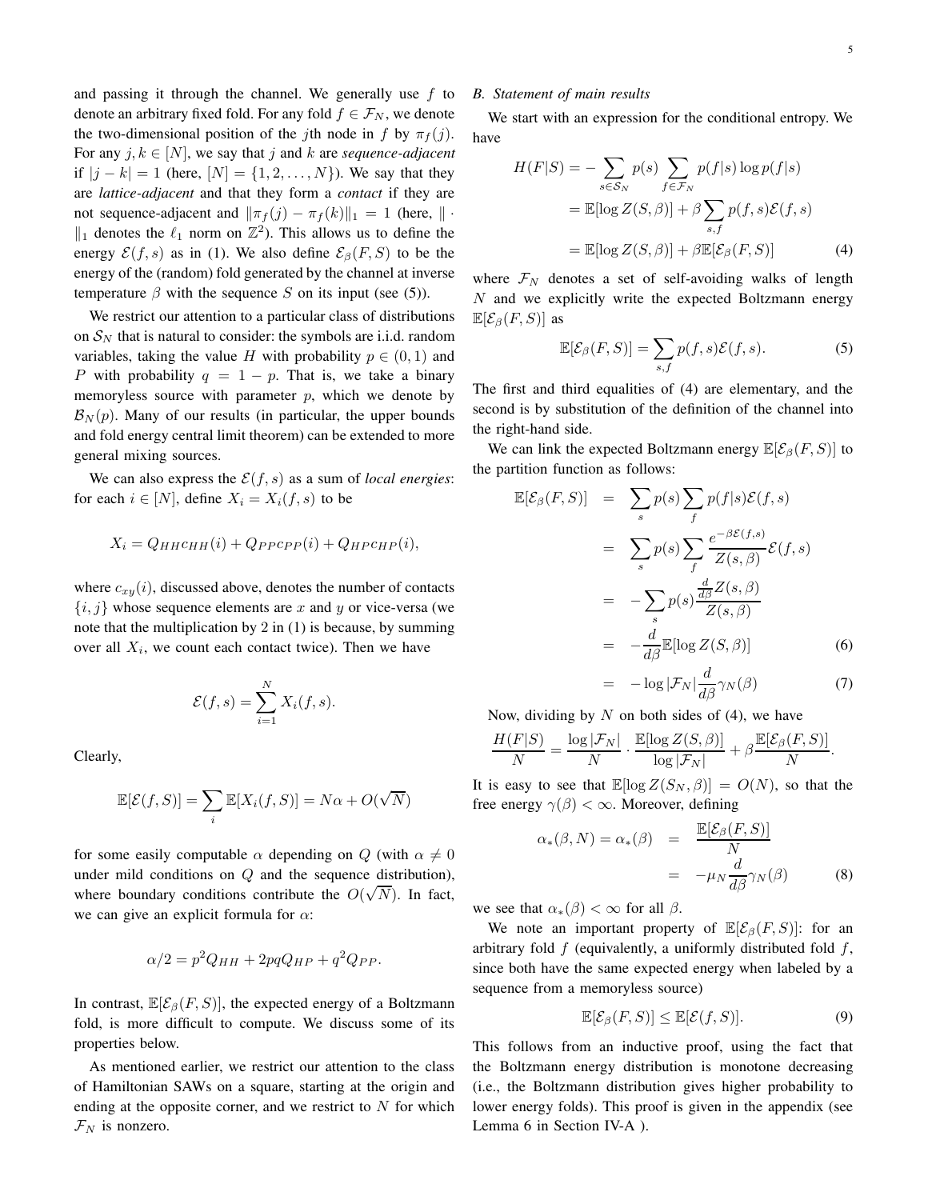and passing it through the channel. We generally use $f$ to denote an arbitrary fixed fold. For any fold $f \in \mathcal{F}_N$, we denote the two-dimensional position of the $j$th node in $f$ by $\pi_f(j)$. For any $j, k \in [N]$, we say that $j$ and $k$ are *sequence-adjacent* if $|j-k| = 1$ (here, $[N] = \{1, 2, \ldots, N\}$). We say that they are *lattice-adjacent* and that they form a *contact* if they are not sequence-adjacent and $\|\pi_f(j) - \pi_f(k)\|_1 = 1$ (here, $\|\cdot\|_1$ denotes the $\ell_1$ norm on $\mathbb{Z}^2$). This allows us to define the energy $\mathcal{E}(f, s)$ as in (1). We also define $\mathcal{E}_\beta(F, S)$ to be the energy of the (random) fold generated by the channel at inverse temperature $\beta$ with the sequence $S$ on its input (see (5)).

We restrict our attention to a particular class of distributions on $\mathcal{S}_N$ that is natural to consider: the symbols are i.i.d. random variables, taking the value $H$ with probability $p \in (0, 1)$ and $P$ with probability $q = 1 - p$. That is, we take a binary memoryless source with parameter $p$, which we denote by $\mathcal{B}_N(p)$. Many of our results (in particular, the upper bounds and fold energy central limit theorem) can be extended to more general mixing sources.

We can also express the $\mathcal{E}(f, s)$ as a sum of *local energies*: for each $i \in [N]$, define $X_i = X_i(f, s)$ to be

$$X_i = Q_{HH}c_{HH}(i) + Q_{PP}c_{PP}(i) + Q_{HP}c_{HP}(i),$$

where $c_{xy}(i)$, discussed above, denotes the number of contacts $\{i, j\}$ whose sequence elements are $x$ and $y$ or vice-versa (we note that the multiplication by 2 in (1) is because, by summing over all $X_i$, we count each contact twice). Then we have

$$\mathcal{E}(f, s) = \sum_{i=1}^{N} X_i(f, s).$$

Clearly,

$$\mathbb{E}[\mathcal{E}(f, S)] = \sum_i \mathbb{E}[X_i(f, S)] = N\alpha + O(\sqrt{N})$$

for some easily computable $\alpha$ depending on $Q$ (with $\alpha \neq 0$ under mild conditions on $Q$ and the sequence distribution), where boundary conditions contribute the $O(\sqrt{N})$. In fact, we can give an explicit formula for $\alpha$:

$$\alpha/2 = p^2 Q_{HH} + 2pqQ_{HP} + q^2 Q_{PP}.$$

In contrast, $\mathbb{E}[\mathcal{E}_\beta(F, S)]$, the expected energy of a Boltzmann fold, is more difficult to compute. We discuss some of its properties below.

As mentioned earlier, we restrict our attention to the class of Hamiltonian SAWs on a square, starting at the origin and ending at the opposite corner, and we restrict to $N$ for which $\mathcal{F}_N$ is nonzero.

### *B. Statement of main results*

We start with an expression for the conditional entropy. We have

$$\begin{aligned}
H(F|S) &= -\sum_{s \in \mathcal{S}_N} p(s) \sum_{f \in \mathcal{F}_N} p(f|s) \log p(f|s) \\
&= \mathbb{E}[\log Z(S, \beta)] + \beta \sum_{s,f} p(f, s)\mathcal{E}(f, s) \\
&= \mathbb{E}[\log Z(S, \beta)] + \beta \mathbb{E}[\mathcal{E}_\beta(F, S)]
\end{aligned} \tag{4}$$

where $\mathcal{F}_N$ denotes a set of self-avoiding walks of length $N$ and we explicitly write the expected Boltzmann energy $\mathbb{E}[\mathcal{E}_\beta(F, S)]$ as

$$\mathbb{E}[\mathcal{E}_\beta(F, S)] = \sum_{s,f} p(f, s)\mathcal{E}(f, s). \tag{5}$$

The first and third equalities of (4) are elementary, and the second is by substitution of the definition of the channel into the right-hand side.

We can link the expected Boltzmann energy $\mathbb{E}[\mathcal{E}_\beta(F, S)]$ to the partition function as follows:

$$\begin{aligned}
\mathbb{E}[\mathcal{E}_\beta(F, S)] &= \sum_s p(s) \sum_f p(f|s)\mathcal{E}(f, s) \\
&= \sum_s p(s) \sum_f \frac{e^{-\beta\mathcal{E}(f,s)}}{Z(s, \beta)}\mathcal{E}(f, s) \\
&= -\sum_s p(s) \frac{\frac{d}{d\beta}Z(s, \beta)}{Z(s, \beta)} \\
&= -\frac{d}{d\beta}\mathbb{E}[\log Z(S, \beta)] \qquad (6) \\
&= -\log|\mathcal{F}_N| \frac{d}{d\beta}\gamma_N(\beta) \qquad (7)
\end{aligned}$$

Now, dividing by $N$ on both sides of (4), we have

$$\frac{H(F|S)}{N} = \frac{\log|\mathcal{F}_N|}{N} \cdot \frac{\mathbb{E}[\log Z(S, \beta)]}{\log|\mathcal{F}_N|} + \beta\frac{\mathbb{E}[\mathcal{E}_\beta(F, S)]}{N}.$$

It is easy to see that $\mathbb{E}[\log Z(S_N, \beta)] = O(N)$, so that the free energy $\gamma(\beta) < \infty$. Moreover, defining

$$\begin{aligned}
\alpha_*(\beta, N) = \alpha_*(\beta) &= \frac{\mathbb{E}[\mathcal{E}_\beta(F, S)]}{N} \\
&= -\mu_N \frac{d}{d\beta}\gamma_N(\beta)
\end{aligned} \tag{8}$$

we see that $\alpha_*(\beta) < \infty$ for all $\beta$.

We note an important property of $\mathbb{E}[\mathcal{E}_\beta(F, S)]$: for an arbitrary fold $f$ (equivalently, a uniformly distributed fold $f$, since both have the same expected energy when labeled by a sequence from a memoryless source)

$$\mathbb{E}[\mathcal{E}_\beta(F, S)] \leq \mathbb{E}[\mathcal{E}(f, S)]. \tag{9}$$

This follows from an inductive proof, using the fact that the Boltzmann energy distribution is monotone decreasing (i.e., the Boltzmann distribution gives higher probability to lower energy folds). This proof is given in the appendix (see Lemma 6 in Section IV-A ).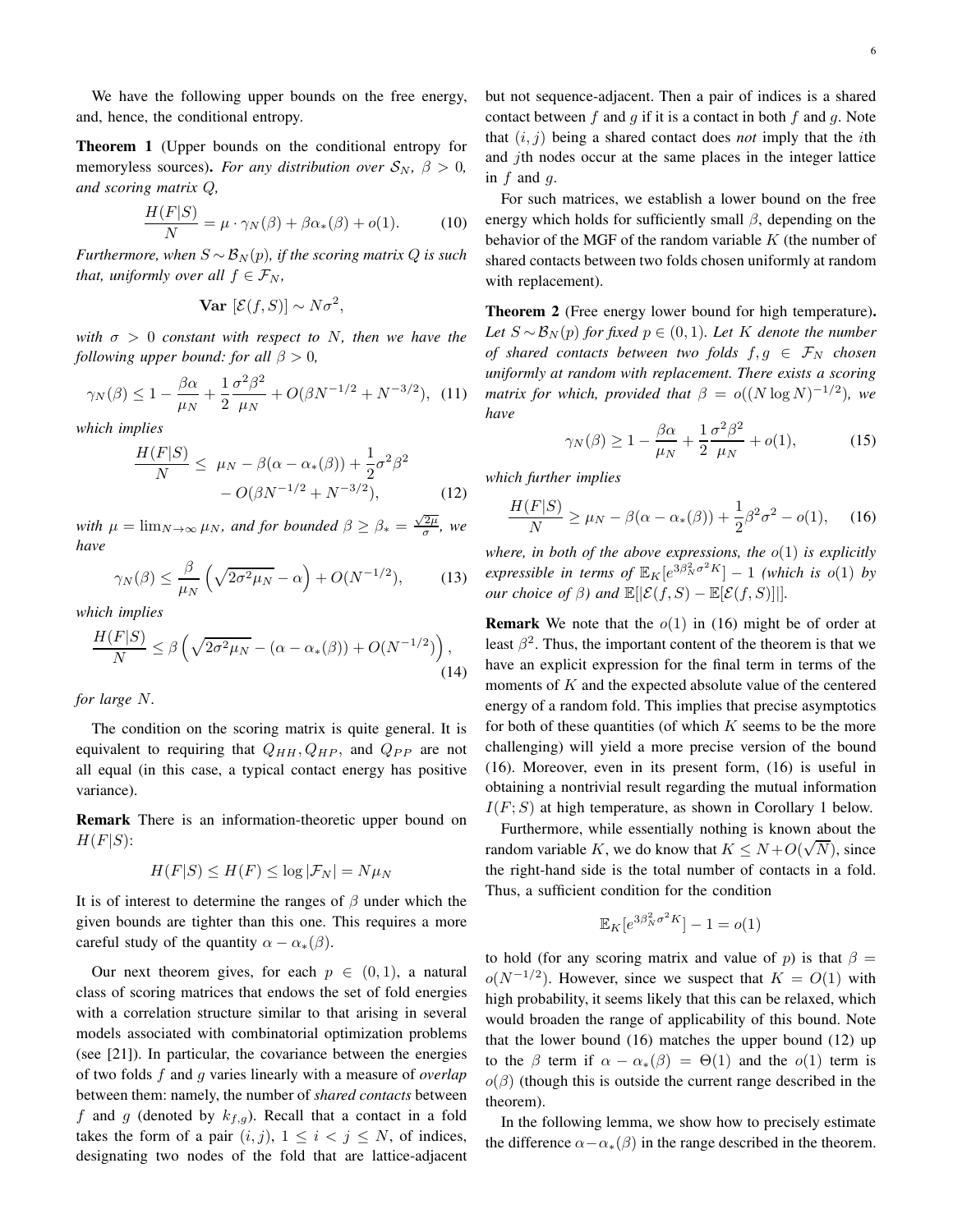We have the following upper bounds on the free energy, and, hence, the conditional entropy.

**Theorem 1** (Upper bounds on the conditional entropy for memoryless sources)**.** *For any distribution over $\mathcal{S}_N$, $\beta > 0$, and scoring matrix $Q$,*

$$\frac{H(F|S)}{N} = \mu \cdot \gamma_N(\beta) + \beta\alpha_*(\beta) + o(1). \tag{10}$$

*Furthermore, when $S \sim \mathcal{B}_N(p)$, if the scoring matrix $Q$ is such that, uniformly over all $f \in \mathcal{F}_N$,*

$$\mathbf{Var}\ [\mathcal{E}(f, S)] \sim N\sigma^2,$$

*with $\sigma > 0$ constant with respect to $N$, then we have the following upper bound: for all $\beta > 0$,*

$$\gamma_N(\beta) \leq 1 - \frac{\beta\alpha}{\mu_N} + \frac{1}{2}\frac{\sigma^2\beta^2}{\mu_N} + O(\beta N^{-1/2} + N^{-3/2}), \tag{11}$$

*which implies*

$$\frac{H(F|S)}{N} \leq \mu_N - \beta(\alpha - \alpha_*(\beta)) + \frac{1}{2}\sigma^2\beta^2 - O(\beta N^{-1/2} + N^{-3/2}), \tag{12}$$

*with $\mu = \lim_{N\to\infty} \mu_N$, and for bounded $\beta \geq \beta_* = \frac{\sqrt{2\mu}}{\sigma}$, we have*

$$\gamma_N(\beta) \leq \frac{\beta}{\mu_N}\left(\sqrt{2\sigma^2\mu_N} - \alpha\right) + O(N^{-1/2}), \tag{13}$$

*which implies*

$$\frac{H(F|S)}{N} \leq \beta\left(\sqrt{2\sigma^2\mu_N} - (\alpha - \alpha_*(\beta)) + O(N^{-1/2})\right), \tag{14}$$

*for large $N$.*

The condition on the scoring matrix is quite general. It is equivalent to requiring that $Q_{HH}, Q_{HP}$, and $Q_{PP}$ are not all equal (in this case, a typical contact energy has positive variance).

**Remark** There is an information-theoretic upper bound on $H(F|S)$:

$$H(F|S) \leq H(F) \leq \log|\mathcal{F}_N| = N\mu_N$$

It is of interest to determine the ranges of $\beta$ under which the given bounds are tighter than this one. This requires a more careful study of the quantity $\alpha - \alpha_*(\beta)$.

Our next theorem gives, for each $p \in (0, 1)$, a natural class of scoring matrices that endows the set of fold energies with a correlation structure similar to that arising in several models associated with combinatorial optimization problems (see [21]). In particular, the covariance between the energies of two folds $f$ and $g$ varies linearly with a measure of *overlap* between them: namely, the number of *shared contacts* between $f$ and $g$ (denoted by $k_{f,g}$). Recall that a contact in a fold takes the form of a pair $(i, j)$, $1 \leq i < j \leq N$, of indices, designating two nodes of the fold that are lattice-adjacent but not sequence-adjacent. Then a pair of indices is a shared contact between $f$ and $g$ if it is a contact in both $f$ and $g$. Note that $(i, j)$ being a shared contact does *not* imply that the $i$th and $j$th nodes occur at the same places in the integer lattice in $f$ and $g$.

For such matrices, we establish a lower bound on the free energy which holds for sufficiently small $\beta$, depending on the behavior of the MGF of the random variable $K$ (the number of shared contacts between two folds chosen uniformly at random with replacement).

**Theorem 2** (Free energy lower bound for high temperature)**.** *Let $S \sim \mathcal{B}_N(p)$ for fixed $p \in (0, 1)$. Let $K$ denote the number of shared contacts between two folds $f, g \in \mathcal{F}_N$ chosen uniformly at random with replacement. There exists a scoring matrix for which, provided that $\beta = o((N \log N)^{-1/2})$, we have*

$$\gamma_N(\beta) \geq 1 - \frac{\beta\alpha}{\mu_N} + \frac{1}{2}\frac{\sigma^2\beta^2}{\mu_N} + o(1), \tag{15}$$

*which further implies*

$$\frac{H(F|S)}{N} \geq \mu_N - \beta(\alpha - \alpha_*(\beta)) + \frac{1}{2}\beta^2\sigma^2 - o(1), \tag{16}$$

*where, in both of the above expressions, the $o(1)$ is explicitly expressible in terms of $\mathbb{E}_K[e^{3\beta_N^2\sigma^2 K}] - 1$ (which is $o(1)$ by our choice of $\beta$) and $\mathbb{E}[|\mathcal{E}(f, S) - \mathbb{E}[\mathcal{E}(f, S)]|]$.*

**Remark** We note that the $o(1)$ in (16) might be of order at least $\beta^2$. Thus, the important content of the theorem is that we have an explicit expression for the final term in terms of the moments of $K$ and the expected absolute value of the centered energy of a random fold. This implies that precise asymptotics for both of these quantities (of which $K$ seems to be the more challenging) will yield a more precise version of the bound (16). Moreover, even in its present form, (16) is useful in obtaining a nontrivial result regarding the mutual information $I(F; S)$ at high temperature, as shown in Corollary 1 below.

Furthermore, while essentially nothing is known about the random variable $K$, we do know that $K \leq N + O(\sqrt{N})$, since the right-hand side is the total number of contacts in a fold. Thus, a sufficient condition for the condition

$$\mathbb{E}_K[e^{3\beta_N^2\sigma^2 K}] - 1 = o(1)$$

to hold (for any scoring matrix and value of $p$) is that $\beta = o(N^{-1/2})$. However, since we suspect that $K = O(1)$ with high probability, it seems likely that this can be relaxed, which would broaden the range of applicability of this bound. Note that the lower bound (16) matches the upper bound (12) up to the $\beta$ term if $\alpha - \alpha_*(\beta) = \Theta(1)$ and the $o(1)$ term is $o(\beta)$ (though this is outside the current range described in the theorem).

In the following lemma, we show how to precisely estimate the difference $\alpha - \alpha_*(\beta)$ in the range described in the theorem.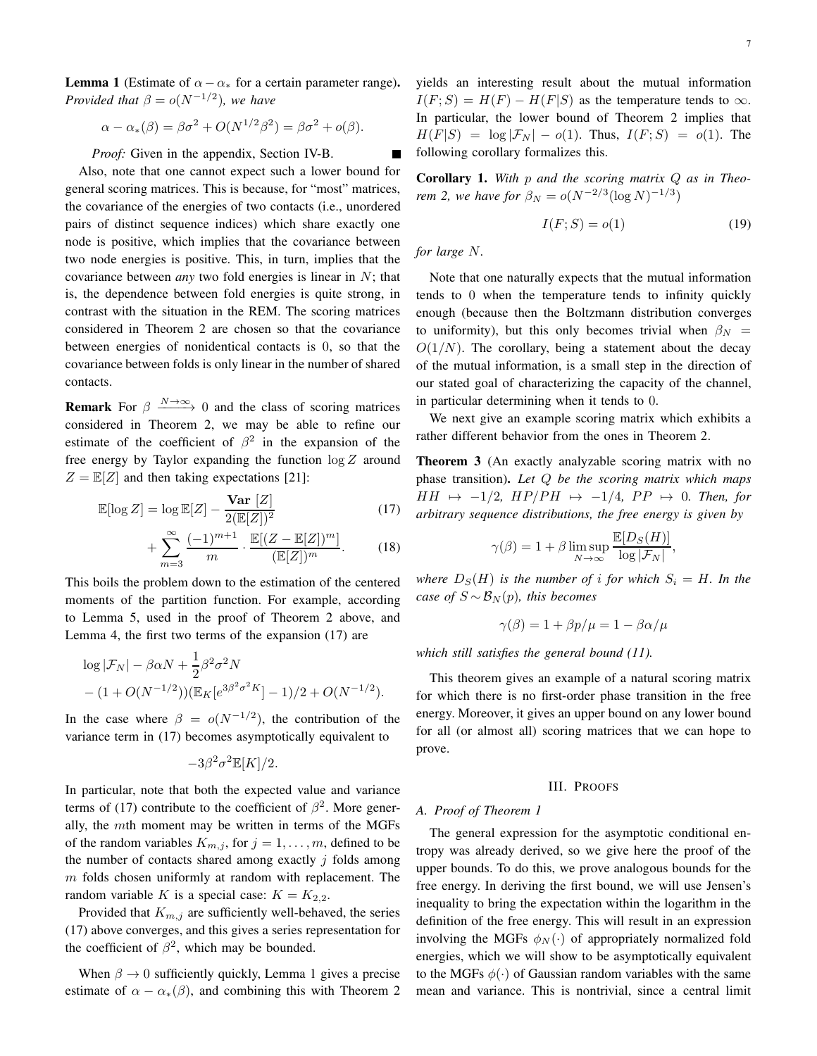**Lemma 1** (Estimate of $\alpha - \alpha_*$ for a certain parameter range)**.** *Provided that $\beta = o(N^{-1/2})$, we have*

$$\alpha - \alpha_*(\beta) = \beta\sigma^2 + O(N^{1/2}\beta^2) = \beta\sigma^2 + o(\beta).$$

*Proof:* Given in the appendix, Section IV-B. ∎

Also, note that one cannot expect such a lower bound for general scoring matrices. This is because, for "most" matrices, the covariance of the energies of two contacts (i.e., unordered pairs of distinct sequence indices) which share exactly one node is positive, which implies that the covariance between two node energies is positive. This, in turn, implies that the covariance between *any* two fold energies is linear in $N$; that is, the dependence between fold energies is quite strong, in contrast with the situation in the REM. The scoring matrices considered in Theorem 2 are chosen so that the covariance between energies of nonidentical contacts is 0, so that the covariance between folds is only linear in the number of shared contacts.

**Remark** For $\beta \xrightarrow{N\to\infty} 0$ and the class of scoring matrices considered in Theorem 2, we may be able to refine our estimate of the coefficient of $\beta^2$ in the expansion of the free energy by Taylor expanding the function $\log Z$ around $Z = \mathbb{E}[Z]$ and then taking expectations [21]:

$$\mathbb{E}[\log Z] = \log \mathbb{E}[Z] - \frac{\mathbf{Var}\ [Z]}{2(\mathbb{E}[Z])^2} \tag{17}$$

$$+ \sum_{m=3}^{\infty} \frac{(-1)^{m+1}}{m} \cdot \frac{\mathbb{E}[(Z - \mathbb{E}[Z])^m]}{(\mathbb{E}[Z])^m}. \tag{18}$$

This boils the problem down to the estimation of the centered moments of the partition function. For example, according to Lemma 5, used in the proof of Theorem 2 above, and Lemma 4, the first two terms of the expansion (17) are

$$\log |\mathcal{F}_N| - \beta\alpha N + \frac{1}{2}\beta^2\sigma^2 N$$
$$- (1 + O(N^{-1/2}))(\mathbb{E}_K[e^{3\beta^2\sigma^2 K}] - 1)/2 + O(N^{-1/2}).$$

In the case where $\beta = o(N^{-1/2})$, the contribution of the variance term in (17) becomes asymptotically equivalent to

$$-3\beta^2\sigma^2\mathbb{E}[K]/2.$$

In particular, note that both the expected value and variance terms of (17) contribute to the coefficient of $\beta^2$. More generally, the $m$th moment may be written in terms of the MGFs of the random variables $K_{m,j}$, for $j = 1, \ldots, m$, defined to be the number of contacts shared among exactly $j$ folds among $m$ folds chosen uniformly at random with replacement. The random variable $K$ is a special case: $K = K_{2,2}$.

Provided that $K_{m,j}$ are sufficiently well-behaved, the series (17) above converges, and this gives a series representation for the coefficient of $\beta^2$, which may be bounded.

When $\beta \to 0$ sufficiently quickly, Lemma 1 gives a precise estimate of $\alpha - \alpha_*(\beta)$, and combining this with Theorem 2 yields an interesting result about the mutual information $I(F; S) = H(F) - H(F|S)$ as the temperature tends to $\infty$. In particular, the lower bound of Theorem 2 implies that $H(F|S) = \log|\mathcal{F}_N| - o(1)$. Thus, $I(F; S) = o(1)$. The following corollary formalizes this.

**Corollary 1.** *With $p$ and the scoring matrix $Q$ as in Theorem 2, we have for $\beta_N = o(N^{-2/3}(\log N)^{-1/3})$*

$$I(F; S) = o(1) \tag{19}$$

*for large $N$.*

Note that one naturally expects that the mutual information tends to 0 when the temperature tends to infinity quickly enough (because then the Boltzmann distribution converges to uniformity), but this only becomes trivial when $\beta_N = O(1/N)$. The corollary, being a statement about the decay of the mutual information, is a small step in the direction of our stated goal of characterizing the capacity of the channel, in particular determining when it tends to 0.

We next give an example scoring matrix which exhibits a rather different behavior from the ones in Theorem 2.

**Theorem 3** (An exactly analyzable scoring matrix with no phase transition)**.** *Let $Q$ be the scoring matrix which maps $HH \mapsto -1/2$, $HP/PH \mapsto -1/4$, $PP \mapsto 0$. Then, for arbitrary sequence distributions, the free energy is given by*

$$\gamma(\beta) = 1 + \beta \limsup_{N\to\infty} \frac{\mathbb{E}[D_S(H)]}{\log|\mathcal{F}_N|},$$

*where $D_S(H)$ is the number of $i$ for which $S_i = H$. In the case of $S \sim \mathcal{B}_N(p)$, this becomes*

$$\gamma(\beta) = 1 + \beta p/\mu = 1 - \beta\alpha/\mu$$

*which still satisfies the general bound (11).*

This theorem gives an example of a natural scoring matrix for which there is no first-order phase transition in the free energy. Moreover, it gives an upper bound on any lower bound for all (or almost all) scoring matrices that we can hope to prove.

## III. Proofs

### A. Proof of Theorem 1

The general expression for the asymptotic conditional entropy was already derived, so we give here the proof of the upper bounds. To do this, we prove analogous bounds for the free energy. In deriving the first bound, we will use Jensen's inequality to bring the expectation within the logarithm in the definition of the free energy. This will result in an expression involving the MGFs $\phi_N(\cdot)$ of appropriately normalized fold energies, which we will show to be asymptotically equivalent to the MGFs $\phi(\cdot)$ of Gaussian random variables with the same mean and variance. This is nontrivial, since a central limit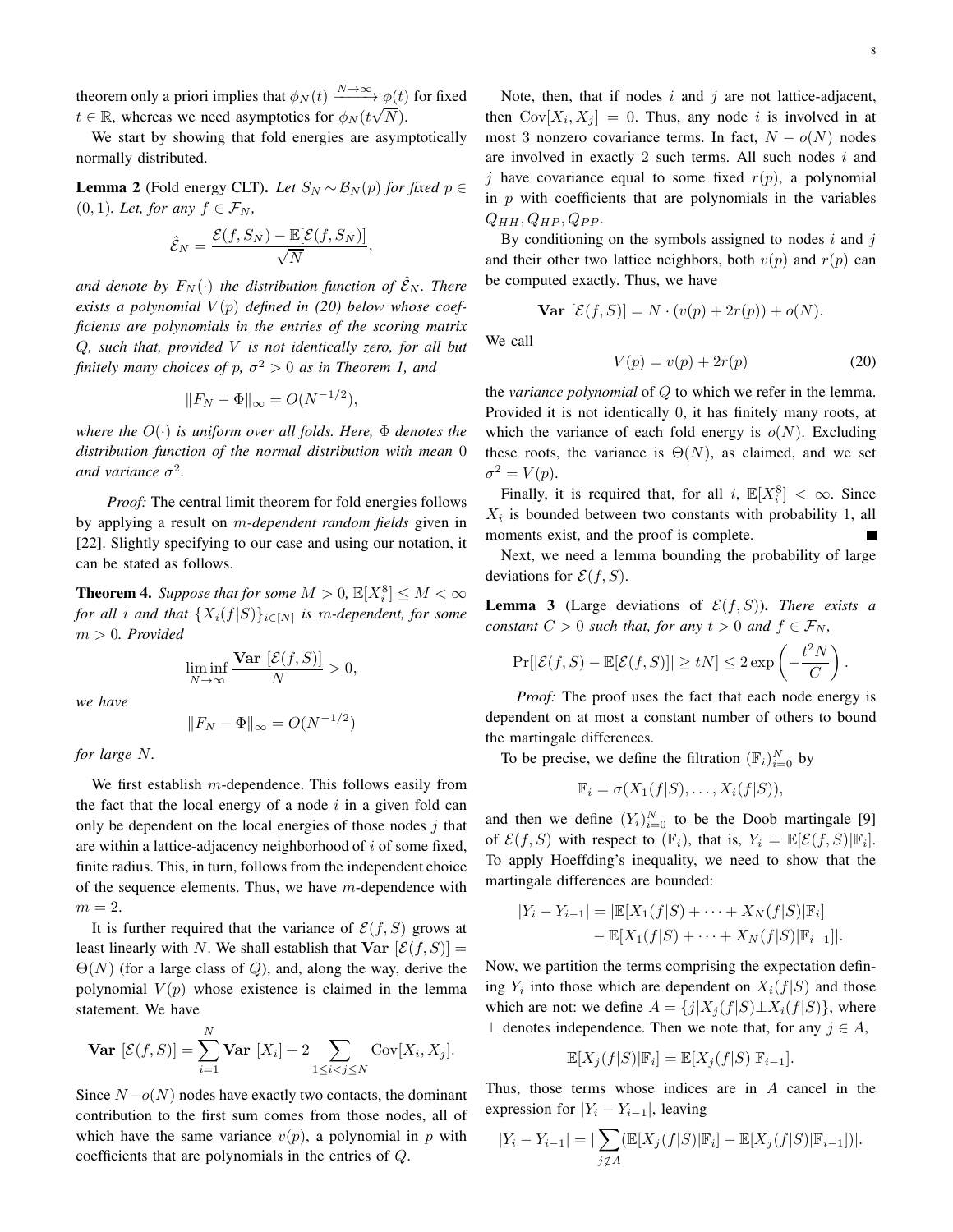theorem only a priori implies that $\phi_N(t) \xrightarrow{N\to\infty} \phi(t)$ for fixed $t \in \mathbb{R}$, whereas we need asymptotics for $\phi_N(t\sqrt{N})$.

We start by showing that fold energies are asymptotically normally distributed.

**Lemma 2** (Fold energy CLT). *Let $S_N \sim \mathcal{B}_N(p)$ for fixed $p \in (0,1)$. Let, for any $f \in \mathcal{F}_N$,*

$$\hat{\mathcal{E}}_N = \frac{\mathcal{E}(f,S_N) - \mathbb{E}[\mathcal{E}(f,S_N)]}{\sqrt{N}},$$

*and denote by $F_N(\cdot)$ the distribution function of $\hat{\mathcal{E}}_N$. There exists a polynomial $V(p)$ defined in (20) below whose coefficients are polynomials in the entries of the scoring matrix $Q$, such that, provided $V$ is not identically zero, for all but finitely many choices of $p$, $\sigma^2 > 0$ as in Theorem 1, and*

$$\|F_N - \Phi\|_\infty = O(N^{-1/2}),$$

*where the $O(\cdot)$ is uniform over all folds. Here, $\Phi$ denotes the distribution function of the normal distribution with mean 0 and variance $\sigma^2$.*

*Proof:* The central limit theorem for fold energies follows by applying a result on *m-dependent random fields* given in [22]. Slightly specifying to our case and using our notation, it can be stated as follows.

**Theorem 4.** *Suppose that for some $M > 0$, $\mathbb{E}[X_i^8] \le M < \infty$ for all $i$ and that $\{X_i(f|S)\}_{i\in[N]}$ is $m$-dependent, for some $m > 0$. Provided*

$$\liminf_{N\to\infty} \frac{\mathbf{Var}\ [\mathcal{E}(f,S)]}{N} > 0,$$

*we have*

$$\|F_N - \Phi\|_\infty = O(N^{-1/2})$$

*for large $N$.*

We first establish $m$-dependence. This follows easily from the fact that the local energy of a node $i$ in a given fold can only be dependent on the local energies of those nodes $j$ that are within a lattice-adjacency neighborhood of $i$ of some fixed, finite radius. This, in turn, follows from the independent choice of the sequence elements. Thus, we have $m$-dependence with $m = 2$.

It is further required that the variance of $\mathcal{E}(f,S)$ grows at least linearly with $N$. We shall establish that $\mathbf{Var}\ [\mathcal{E}(f,S)] = \Theta(N)$ (for a large class of $Q$), and, along the way, derive the polynomial $V(p)$ whose existence is claimed in the lemma statement. We have

$$\mathbf{Var}\ [\mathcal{E}(f,S)] = \sum_{i=1}^{N} \mathbf{Var}\ [X_i] + 2\sum_{1\le i<j\le N} \mathrm{Cov}[X_i, X_j].$$

Since $N - o(N)$ nodes have exactly two contacts, the dominant contribution to the first sum comes from those nodes, all of which have the same variance $v(p)$, a polynomial in $p$ with coefficients that are polynomials in the entries of $Q$.

Note, then, that if nodes $i$ and $j$ are not lattice-adjacent, then $\mathrm{Cov}[X_i, X_j] = 0$. Thus, any node $i$ is involved in at most 3 nonzero covariance terms. In fact, $N - o(N)$ nodes are involved in exactly 2 such terms. All such nodes $i$ and $j$ have covariance equal to some fixed $r(p)$, a polynomial in $p$ with coefficients that are polynomials in the variables $Q_{HH}, Q_{HP}, Q_{PP}$.

By conditioning on the symbols assigned to nodes $i$ and $j$ and their other two lattice neighbors, both $v(p)$ and $r(p)$ can be computed exactly. Thus, we have

$$\mathbf{Var}\ [\mathcal{E}(f,S)] = N \cdot (v(p) + 2r(p)) + o(N).$$

We call

$$V(p) = v(p) + 2r(p) \tag{20}$$

the *variance polynomial* of $Q$ to which we refer in the lemma. Provided it is not identically 0, it has finitely many roots, at which the variance of each fold energy is $o(N)$. Excluding these roots, the variance is $\Theta(N)$, as claimed, and we set $\sigma^2 = V(p)$.

Finally, it is required that, for all $i$, $\mathbb{E}[X_i^8] < \infty$. Since $X_i$ is bounded between two constants with probability 1, all moments exist, and the proof is complete. ■

Next, we need a lemma bounding the probability of large deviations for $\mathcal{E}(f,S)$.

**Lemma 3** (Large deviations of $\mathcal{E}(f,S)$). *There exists a constant $C > 0$ such that, for any $t > 0$ and $f \in \mathcal{F}_N$,*

$$\Pr[|\mathcal{E}(f,S) - \mathbb{E}[\mathcal{E}(f,S)]| \ge tN] \le 2\exp\left(-\frac{t^2 N}{C}\right).$$

*Proof:* The proof uses the fact that each node energy is dependent on at most a constant number of others to bound the martingale differences.

To be precise, we define the filtration $(\mathbb{F}_i)_{i=0}^N$ by

$$\mathbb{F}_i = \sigma(X_1(f|S), \ldots, X_i(f|S)),$$

and then we define $(Y_i)_{i=0}^N$ to be the Doob martingale [9] of $\mathcal{E}(f,S)$ with respect to $(\mathbb{F}_i)$, that is, $Y_i = \mathbb{E}[\mathcal{E}(f,S)|\mathbb{F}_i]$. To apply Hoeffding's inequality, we need to show that the martingale differences are bounded:

$$\begin{aligned}|Y_i - Y_{i-1}| = |&\mathbb{E}[X_1(f|S) + \cdots + X_N(f|S)|\mathbb{F}_i] \\ &- \mathbb{E}[X_1(f|S) + \cdots + X_N(f|S)|\mathbb{F}_{i-1}]|.\end{aligned}$$

Now, we partition the terms comprising the expectation defining $Y_i$ into those which are dependent on $X_i(f|S)$ and those which are not: we define $A = \{j | X_j(f|S) \perp X_i(f|S)\}$, where $\perp$ denotes independence. Then we note that, for any $j \in A$,

$$\mathbb{E}[X_j(f|S)|\mathbb{F}_i] = \mathbb{E}[X_j(f|S)|\mathbb{F}_{i-1}].$$

Thus, those terms whose indices are in $A$ cancel in the expression for $|Y_i - Y_{i-1}|$, leaving

$$|Y_i - Y_{i-1}| = |\sum_{j\notin A}(\mathbb{E}[X_j(f|S)|\mathbb{F}_i] - \mathbb{E}[X_j(f|S)|\mathbb{F}_{i-1}])|.$$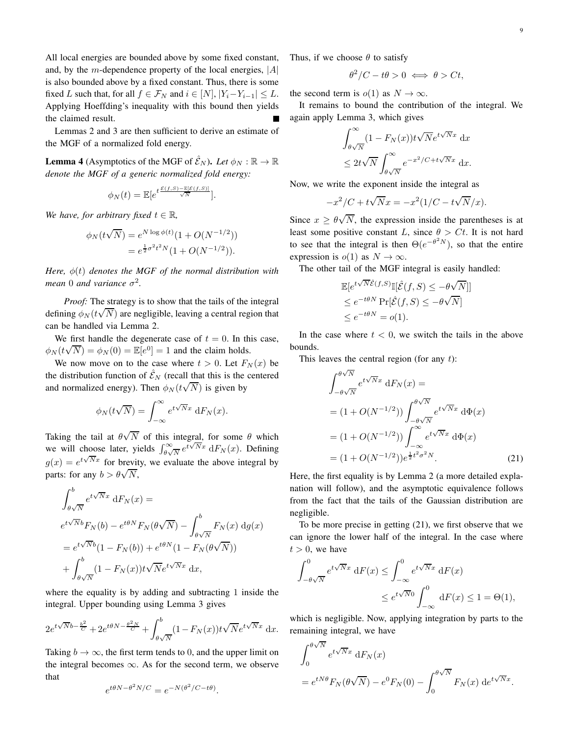All local energies are bounded above by some fixed constant, and, by the $m$-dependence property of the local energies, $|A|$ is also bounded above by a fixed constant. Thus, there is some fixed $L$ such that, for all $f \in \mathcal{F}_N$ and $i \in [N]$, $|Y_i - Y_{i-1}| \leq L$. Applying Hoeffding's inequality with this bound then yields the claimed result. ∎

Lemmas 2 and 3 are then sufficient to derive an estimate of the MGF of a normalized fold energy.

**Lemma 4** (Asymptotics of the MGF of $\hat{\mathcal{E}}_N$)**.** *Let $\phi_N : \mathbb{R} \to \mathbb{R}$ denote the MGF of a generic normalized fold energy:*

$$\phi_N(t) = \mathbb{E}[e^{t\frac{\mathcal{E}(f,S) - \mathbb{E}[\mathcal{E}(f,S)]}{\sqrt{N}}}].$$

*We have, for arbitrary fixed $t \in \mathbb{R}$,*

$$\begin{aligned}\phi_N(t\sqrt{N}) &= e^{N \log \phi(t)}(1 + O(N^{-1/2})) \\ &= e^{\frac{1}{2}\sigma^2 t^2 N}(1 + O(N^{-1/2})).\end{aligned}$$

*Here, $\phi(t)$ denotes the MGF of the normal distribution with mean $0$ and variance $\sigma^2$.*

*Proof:* The strategy is to show that the tails of the integral defining $\phi_N(t\sqrt{N})$ are negligible, leaving a central region that can be handled via Lemma 2.

We first handle the degenerate case of $t = 0$. In this case, $\phi_N(t\sqrt{N}) = \phi_N(0) = \mathbb{E}[e^0] = 1$ and the claim holds.

We now move on to the case where $t > 0$. Let $F_N(x)$ be the distribution function of $\hat{\mathcal{E}}_N$ (recall that this is the centered and normalized energy). Then $\phi_N(t\sqrt{N})$ is given by

$$\phi_N(t\sqrt{N}) = \int_{-\infty}^{\infty} e^{t\sqrt{N}x} \, \mathrm{d}F_N(x).$$

Taking the tail at $\theta\sqrt{N}$ of this integral, for some $\theta$ which we will choose later, yields $\int_{\theta\sqrt{N}}^{\infty} e^{t\sqrt{N}x} \, \mathrm{d}F_N(x)$. Defining $g(x) = e^{t\sqrt{N}x}$ for brevity, we evaluate the above integral by parts: for any $b > \theta\sqrt{N}$,

$$\begin{aligned}&\int_{\theta\sqrt{N}}^{b} e^{t\sqrt{N}x} \, \mathrm{d}F_N(x) = \\ &e^{t\sqrt{N}b}F_N(b) - e^{t\theta N}F_N(\theta\sqrt{N}) - \int_{\theta\sqrt{N}}^{b} F_N(x) \, \mathrm{d}g(x) \\ &= e^{t\sqrt{N}b}(1 - F_N(b)) + e^{t\theta N}(1 - F_N(\theta\sqrt{N})) \\ &+ \int_{\theta\sqrt{N}}^{b} (1 - F_N(x))t\sqrt{N}e^{t\sqrt{N}x} \, \mathrm{d}x,\end{aligned}$$

where the equality is by adding and subtracting 1 inside the integral. Upper bounding using Lemma 3 gives

$$2e^{t\sqrt{N}b - \frac{b^2}{C}} + 2e^{t\theta N - \frac{\theta^2 N}{C}} + \int_{\theta\sqrt{N}}^{b} (1 - F_N(x))t\sqrt{N}e^{t\sqrt{N}x} \, \mathrm{d}x.$$

Taking $b \to \infty$, the first term tends to 0, and the upper limit on the integral becomes $\infty$. As for the second term, we observe that

$$e^{t\theta N - \theta^2 N/C} = e^{-N(\theta^2/C - t\theta)}.$$

Thus, if we choose $\theta$ to satisfy

$$\theta^2/C - t\theta > 0 \iff \theta > Ct,$$

the second term is $o(1)$ as $N \to \infty$.

It remains to bound the contribution of the integral. We again apply Lemma 3, which gives

$$\begin{aligned}&\int_{\theta\sqrt{N}}^{\infty} (1 - F_N(x))t\sqrt{N}e^{t\sqrt{N}x} \, \mathrm{d}x \\ &\leq 2t\sqrt{N} \int_{\theta\sqrt{N}}^{\infty} e^{-x^2/C + t\sqrt{N}x} \, \mathrm{d}x.\end{aligned}$$

Now, we write the exponent inside the integral as

$$-x^2/C + t\sqrt{N}x = -x^2(1/C - t\sqrt{N}/x).$$

Since $x \geq \theta\sqrt{N}$, the expression inside the parentheses is at least some positive constant $L$, since $\theta > Ct$. It is not hard to see that the integral is then $\Theta(e^{-\theta^2 N})$, so that the entire expression is $o(1)$ as $N \to \infty$.

The other tail of the MGF integral is easily handled:

$$\begin{aligned}&\mathbb{E}[e^{t\sqrt{N}\hat{\mathcal{E}}(f,S)}\mathbb{I}[\hat{\mathcal{E}}(f,S) \leq -\theta\sqrt{N}]] \\ &\leq e^{-t\theta N} \Pr[\hat{\mathcal{E}}(f,S) \leq -\theta\sqrt{N}] \\ &\leq e^{-t\theta N} = o(1).\end{aligned}$$

In the case where $t < 0$, we switch the tails in the above bounds.

This leaves the central region (for any $t$):

$$\begin{aligned}&\int_{-\theta\sqrt{N}}^{\theta\sqrt{N}} e^{t\sqrt{N}x} \, \mathrm{d}F_N(x) = \\ &= (1 + O(N^{-1/2})) \int_{-\theta\sqrt{N}}^{\theta\sqrt{N}} e^{t\sqrt{N}x} \, \mathrm{d}\Phi(x) \\ &= (1 + O(N^{-1/2})) \int_{-\infty}^{\infty} e^{t\sqrt{N}x} \, \mathrm{d}\Phi(x) \\ &= (1 + O(N^{-1/2}))e^{\frac{1}{2}t^2\sigma^2 N}.\end{aligned} \tag{21}$$

Here, the first equality is by Lemma 2 (a more detailed explanation will follow), and the asymptotic equivalence follows from the fact that the tails of the Gaussian distribution are negligible.

To be more precise in getting (21), we first observe that we can ignore the lower half of the integral. In the case where $t > 0$, we have

$$\begin{aligned}\int_{-\theta\sqrt{N}}^{0} e^{t\sqrt{N}x} \, \mathrm{d}F(x) &\leq \int_{-\infty}^{0} e^{t\sqrt{N}x} \, \mathrm{d}F(x) \\ &\leq e^{t\sqrt{N}0} \int_{-\infty}^{0} \mathrm{d}F(x) \leq 1 = \Theta(1),\end{aligned}$$

which is negligible. Now, applying integration by parts to the remaining integral, we have

$$\begin{aligned}&\int_{0}^{\theta\sqrt{N}} e^{t\sqrt{N}x} \, \mathrm{d}F_N(x) \\ &= e^{tN\theta}F_N(\theta\sqrt{N}) - e^0 F_N(0) - \int_{0}^{\theta\sqrt{N}} F_N(x) \, \mathrm{d}e^{t\sqrt{N}x}.\end{aligned}$$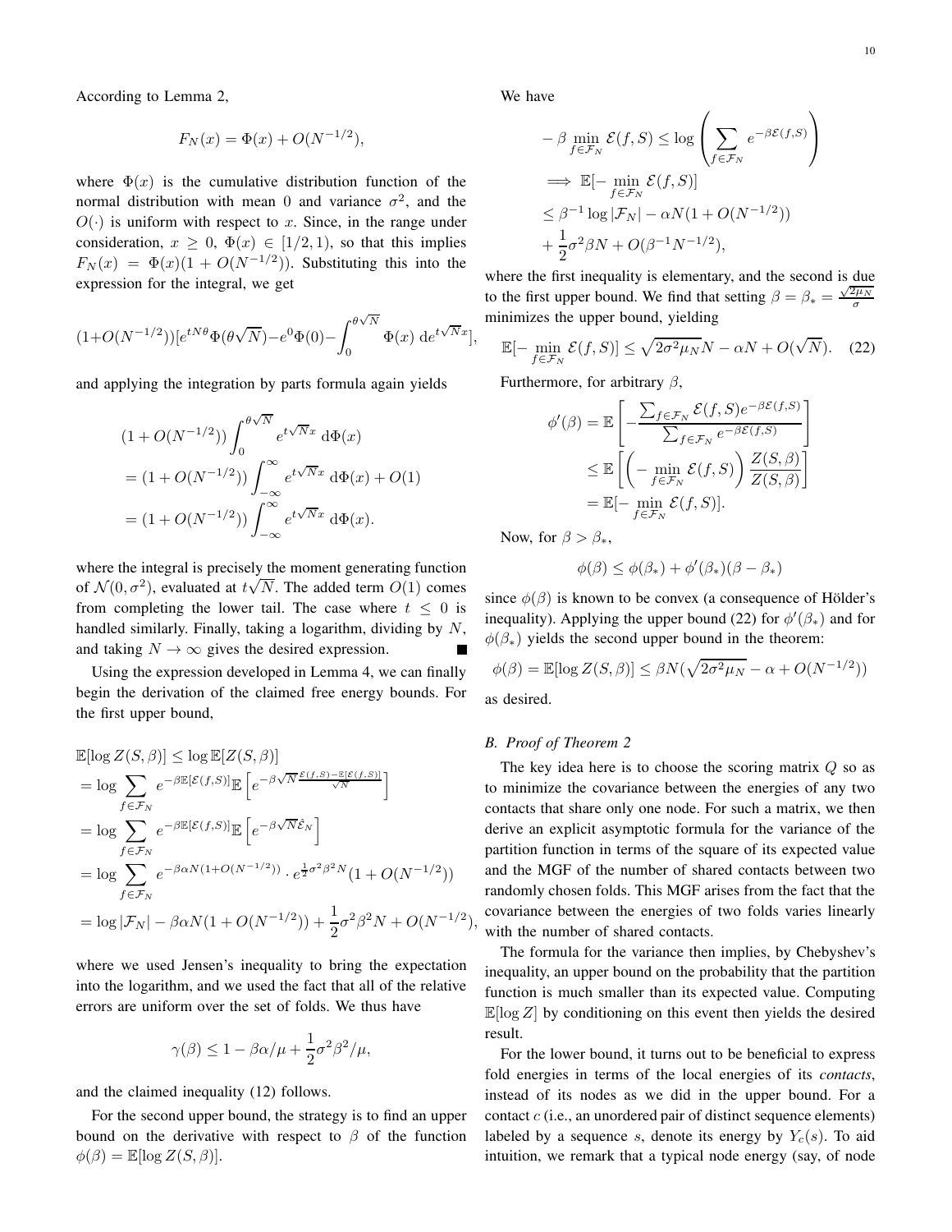According to Lemma 2,

$$F_N(x) = \Phi(x) + O(N^{-1/2}),$$

where $\Phi(x)$ is the cumulative distribution function of the normal distribution with mean 0 and variance $\sigma^2$, and the $O(\cdot)$ is uniform with respect to $x$. Since, in the range under consideration, $x \geq 0$, $\Phi(x) \in [1/2, 1)$, so that this implies $F_N(x) = \Phi(x)(1 + O(N^{-1/2}))$. Substituting this into the expression for the integral, we get

$$(1+O(N^{-1/2}))[e^{tN\theta}\Phi(\theta\sqrt{N}) - e^0\Phi(0) - \int_0^{\theta\sqrt{N}} \Phi(x)\, \mathrm{d}e^{t\sqrt{N}x}],$$

and applying the integration by parts formula again yields

$$\begin{aligned}
&(1 + O(N^{-1/2})) \int_0^{\theta\sqrt{N}} e^{t\sqrt{N}x}\, \mathrm{d}\Phi(x) \\
&= (1 + O(N^{-1/2})) \int_{-\infty}^{\infty} e^{t\sqrt{N}x}\, \mathrm{d}\Phi(x) + O(1) \\
&= (1 + O(N^{-1/2})) \int_{-\infty}^{\infty} e^{t\sqrt{N}x}\, \mathrm{d}\Phi(x).
\end{aligned}$$

where the integral is precisely the moment generating function of $\mathcal{N}(0, \sigma^2)$, evaluated at $t\sqrt{N}$. The added term $O(1)$ comes from completing the lower tail. The case where $t \leq 0$ is handled similarly. Finally, taking a logarithm, dividing by $N$, and taking $N \to \infty$ gives the desired expression. ∎

Using the expression developed in Lemma 4, we can finally begin the derivation of the claimed free energy bounds. For the first upper bound,

$$\begin{aligned}
&\mathbb{E}[\log Z(S, \beta)] \leq \log \mathbb{E}[Z(S, \beta)] \\
&= \log \sum_{f \in \mathcal{F}_N} e^{-\beta\mathbb{E}[\mathcal{E}(f,S)]} \mathbb{E}\left[e^{-\beta\sqrt{N}\frac{\mathcal{E}(f,S) - \mathbb{E}[\mathcal{E}(f,S)]}{\sqrt{N}}}\right] \\
&= \log \sum_{f \in \mathcal{F}_N} e^{-\beta\mathbb{E}[\mathcal{E}(f,S)]} \mathbb{E}\left[e^{-\beta\sqrt{N}\hat{\mathcal{E}}_N}\right] \\
&= \log \sum_{f \in \mathcal{F}_N} e^{-\beta\alpha N(1+O(N^{-1/2}))} \cdot e^{\frac{1}{2}\sigma^2\beta^2 N}(1 + O(N^{-1/2})) \\
&= \log |\mathcal{F}_N| - \beta\alpha N(1 + O(N^{-1/2})) + \frac{1}{2}\sigma^2\beta^2 N + O(N^{-1/2}),
\end{aligned}$$

where we used Jensen's inequality to bring the expectation into the logarithm, and we used the fact that all of the relative errors are uniform over the set of folds. We thus have

$$\gamma(\beta) \leq 1 - \beta\alpha/\mu + \frac{1}{2}\sigma^2\beta^2/\mu,$$

and the claimed inequality (12) follows.

For the second upper bound, the strategy is to find an upper bound on the derivative with respect to $\beta$ of the function $\phi(\beta) = \mathbb{E}[\log Z(S, \beta)]$.

We have

$$\begin{aligned}
&-\beta \min_{f \in \mathcal{F}_N} \mathcal{E}(f, S) \leq \log\left(\sum_{f \in \mathcal{F}_N} e^{-\beta\mathcal{E}(f,S)}\right) \\
&\implies \mathbb{E}[-\min_{f \in \mathcal{F}_N} \mathcal{E}(f, S)] \\
&\leq \beta^{-1}\log|\mathcal{F}_N| - \alpha N(1 + O(N^{-1/2})) \\
&+ \frac{1}{2}\sigma^2\beta N + O(\beta^{-1}N^{-1/2}),
\end{aligned}$$

where the first inequality is elementary, and the second is due to the first upper bound. We find that setting $\beta = \beta_* = \frac{\sqrt{2\mu_N}}{\sigma}$ minimizes the upper bound, yielding

$$\mathbb{E}[-\min_{f \in \mathcal{F}_N} \mathcal{E}(f, S)] \leq \sqrt{2\sigma^2\mu_N}N - \alpha N + O(\sqrt{N}). \tag{22}$$

Furthermore, for arbitrary $\beta$,

$$\begin{aligned}
\phi'(\beta) &= \mathbb{E}\left[-\frac{\sum_{f \in \mathcal{F}_N} \mathcal{E}(f,S)e^{-\beta\mathcal{E}(f,S)}}{\sum_{f \in \mathcal{F}_N} e^{-\beta\mathcal{E}(f,S)}}\right] \\
&\leq \mathbb{E}\left[\left(-\min_{f \in \mathcal{F}_N} \mathcal{E}(f, S)\right)\frac{Z(S, \beta)}{Z(S, \beta)}\right] \\
&= \mathbb{E}[-\min_{f \in \mathcal{F}_N} \mathcal{E}(f, S)].
\end{aligned}$$

Now, for $\beta > \beta_*$,

$$\phi(\beta) \leq \phi(\beta_*) + \phi'(\beta_*)(\beta - \beta_*)$$

since $\phi(\beta)$ is known to be convex (a consequence of Hölder's inequality). Applying the upper bound (22) for $\phi'(\beta_*)$ and for $\phi(\beta_*)$ yields the second upper bound in the theorem:

$$\phi(\beta) = \mathbb{E}[\log Z(S, \beta)] \leq \beta N(\sqrt{2\sigma^2\mu_N} - \alpha + O(N^{-1/2}))$$

as desired.

### *B. Proof of Theorem 2*

The key idea here is to choose the scoring matrix $Q$ so as to minimize the covariance between the energies of any two contacts that share only one node. For such a matrix, we then derive an explicit asymptotic formula for the variance of the partition function in terms of the square of its expected value and the MGF of the number of shared contacts between two randomly chosen folds. This MGF arises from the fact that the covariance between the energies of two folds varies linearly with the number of shared contacts.

The formula for the variance then implies, by Chebyshev's inequality, an upper bound on the probability that the partition function is much smaller than its expected value. Computing $\mathbb{E}[\log Z]$ by conditioning on this event then yields the desired result.

For the lower bound, it turns out to be beneficial to express fold energies in terms of the local energies of its *contacts*, instead of its nodes as we did in the upper bound. For a contact $c$ (i.e., an unordered pair of distinct sequence elements) labeled by a sequence $s$, denote its energy by $Y_c(s)$. To aid intuition, we remark that a typical node energy (say, of node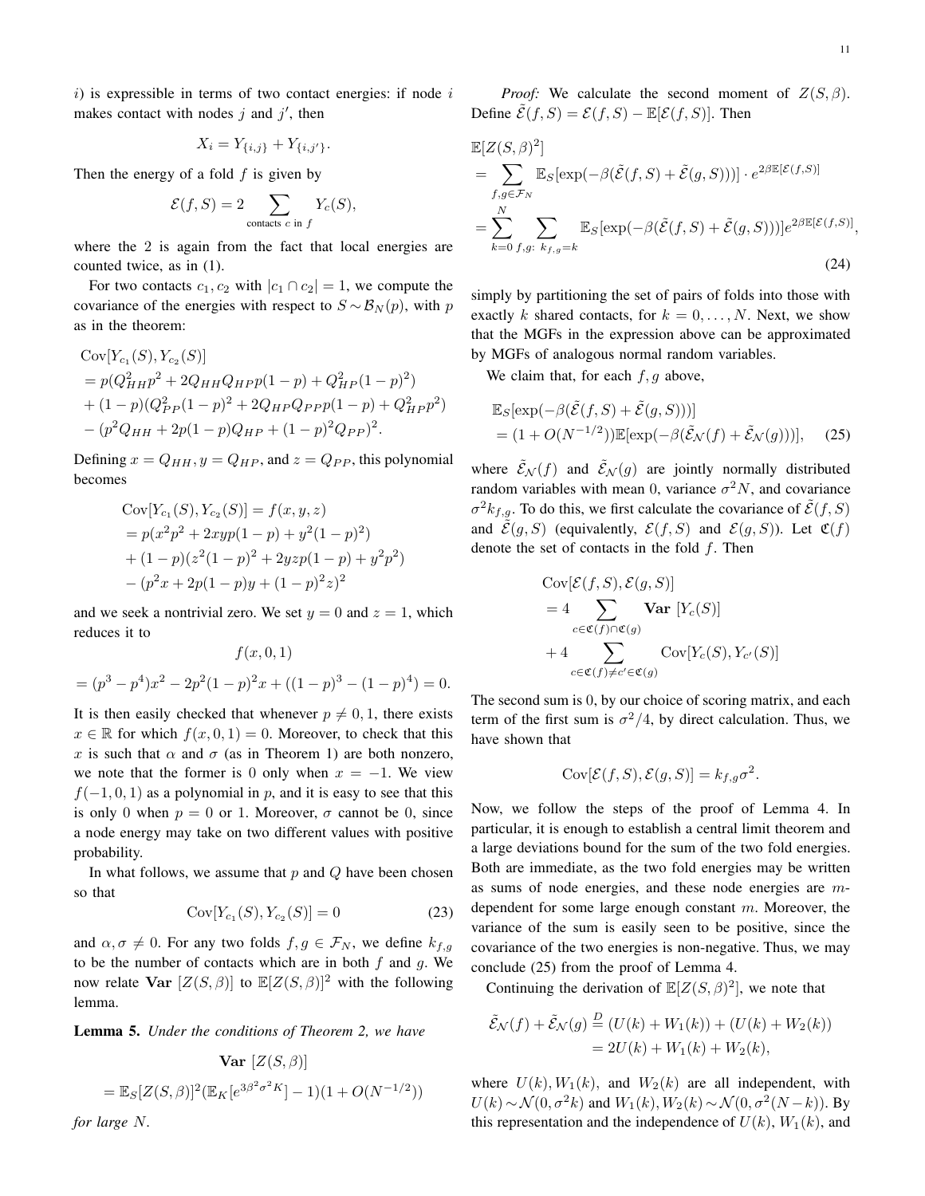$i$) is expressible in terms of two contact energies: if node $i$ makes contact with nodes $j$ and $j'$, then

$$X_i = Y_{\{i,j\}} + Y_{\{i,j'\}}.$$

Then the energy of a fold $f$ is given by

$$\mathcal{E}(f, S) = 2 \sum_{\text{contacts } c \text{ in } f} Y_c(S),$$

where the 2 is again from the fact that local energies are counted twice, as in (1).

For two contacts $c_1, c_2$ with $|c_1 \cap c_2| = 1$, we compute the covariance of the energies with respect to $S \sim \mathcal{B}_N(p)$, with $p$ as in the theorem:

$$\begin{aligned}
&\mathrm{Cov}[Y_{c_1}(S), Y_{c_2}(S)] \\
&= p(Q_{HH}^2 p^2 + 2Q_{HH}Q_{HP}p(1-p) + Q_{HP}^2(1-p)^2) \\
&+ (1-p)(Q_{PP}^2(1-p)^2 + 2Q_{HP}Q_{PP}p(1-p) + Q_{HP}^2 p^2) \\
&- (p^2 Q_{HH} + 2p(1-p)Q_{HP} + (1-p)^2 Q_{PP})^2.
\end{aligned}$$

Defining $x = Q_{HH}, y = Q_{HP}$, and $z = Q_{PP}$, this polynomial becomes

$$\begin{aligned}
&\mathrm{Cov}[Y_{c_1}(S), Y_{c_2}(S)] = f(x, y, z) \\
&= p(x^2p^2 + 2xyp(1-p) + y^2(1-p)^2) \\
&+ (1-p)(z^2(1-p)^2 + 2yzp(1-p) + y^2p^2) \\
&- (p^2x + 2p(1-p)y + (1-p)^2 z)^2
\end{aligned}$$

and we seek a nontrivial zero. We set $y = 0$ and $z = 1$, which reduces it to

$$\begin{aligned}
&f(x, 0, 1) \\
&= (p^3 - p^4)x^2 - 2p^2(1-p)^2 x + ((1-p)^3 - (1-p)^4) = 0.
\end{aligned}$$

It is then easily checked that whenever $p \neq 0, 1$, there exists $x \in \mathbb{R}$ for which $f(x, 0, 1) = 0$. Moreover, to check that this $x$ is such that $\alpha$ and $\sigma$ (as in Theorem 1) are both nonzero, we note that the former is 0 only when $x = -1$. We view $f(-1, 0, 1)$ as a polynomial in $p$, and it is easy to see that this is only 0 when $p = 0$ or 1. Moreover, $\sigma$ cannot be 0, since a node energy may take on two different values with positive probability.

In what follows, we assume that $p$ and $Q$ have been chosen so that

$$\mathrm{Cov}[Y_{c_1}(S), Y_{c_2}(S)] = 0 \tag{23}$$

and $\alpha, \sigma \neq 0$. For any two folds $f, g \in \mathcal{F}_N$, we define $k_{f,g}$ to be the number of contacts which are in both $f$ and $g$. We now relate $\mathbf{Var}\ [Z(S, \beta)]$ to $\mathbb{E}[Z(S, \beta)]^2$ with the following lemma.

**Lemma 5.** *Under the conditions of Theorem 2, we have*

$$\begin{aligned}
&\mathbf{Var}\ [Z(S, \beta)] \\
&= \mathbb{E}_S[Z(S, \beta)]^2 (\mathbb{E}_K[e^{3\beta^2\sigma^2 K}] - 1)(1 + O(N^{-1/2}))
\end{aligned}$$

*for large $N$.*

*Proof:* We calculate the second moment of $Z(S, \beta)$. Define $\tilde{\mathcal{E}}(f, S) = \mathcal{E}(f, S) - \mathbb{E}[\mathcal{E}(f, S)]$. Then

$$\begin{aligned}
&\mathbb{E}[Z(S, \beta)^2] \\
&= \sum_{f, g \in \mathcal{F}_N} \mathbb{E}_S[\exp(-\beta(\tilde{\mathcal{E}}(f, S) + \tilde{\mathcal{E}}(g, S)))] \cdot e^{2\beta \mathbb{E}[\mathcal{E}(f,S)]} \\
&= \sum_{k=0}^{N} \sum_{f,g:\ k_{f,g} = k} \mathbb{E}_S[\exp(-\beta(\tilde{\mathcal{E}}(f, S) + \tilde{\mathcal{E}}(g, S)))] e^{2\beta \mathbb{E}[\mathcal{E}(f,S)]},
\end{aligned} \tag{24}$$

simply by partitioning the set of pairs of folds into those with exactly $k$ shared contacts, for $k = 0, \ldots, N$. Next, we show that the MGFs in the expression above can be approximated by MGFs of analogous normal random variables.

We claim that, for each $f, g$ above,

$$\begin{aligned}
&\mathbb{E}_S[\exp(-\beta(\tilde{\mathcal{E}}(f, S) + \tilde{\mathcal{E}}(g, S)))] \\
&= (1 + O(N^{-1/2}))\mathbb{E}[\exp(-\beta(\tilde{\mathcal{E}}_{\mathcal{N}}(f) + \tilde{\mathcal{E}}_{\mathcal{N}}(g)))],
\end{aligned} \tag{25}$$

where $\tilde{\mathcal{E}}_{\mathcal{N}}(f)$ and $\tilde{\mathcal{E}}_{\mathcal{N}}(g)$ are jointly normally distributed random variables with mean 0, variance $\sigma^2 N$, and covariance $\sigma^2 k_{f,g}$. To do this, we first calculate the covariance of $\tilde{\mathcal{E}}(f, S)$ and $\tilde{\mathcal{E}}(g, S)$ (equivalently, $\mathcal{E}(f, S)$ and $\mathcal{E}(g, S)$). Let $\mathfrak{C}(f)$ denote the set of contacts in the fold $f$. Then

$$\begin{aligned}
&\mathrm{Cov}[\mathcal{E}(f, S), \mathcal{E}(g, S)] \\
&= 4 \sum_{c \in \mathfrak{C}(f) \cap \mathfrak{C}(g)} \mathbf{Var}\ [Y_c(S)] \\
&+ 4 \sum_{c \in \mathfrak{C}(f) \neq c' \in \mathfrak{C}(g)} \mathrm{Cov}[Y_c(S), Y_{c'}(S)]
\end{aligned}$$

The second sum is 0, by our choice of scoring matrix, and each term of the first sum is $\sigma^2/4$, by direct calculation. Thus, we have shown that

$$\mathrm{Cov}[\mathcal{E}(f, S), \mathcal{E}(g, S)] = k_{f,g}\sigma^2.$$

Now, we follow the steps of the proof of Lemma 4. In particular, it is enough to establish a central limit theorem and a large deviations bound for the sum of the two fold energies. Both are immediate, as the two fold energies may be written as sums of node energies, and these node energies are $m$-dependent for some large enough constant $m$. Moreover, the variance of the sum is easily seen to be positive, since the covariance of the two energies is non-negative. Thus, we may conclude (25) from the proof of Lemma 4.

Continuing the derivation of $\mathbb{E}[Z(S, \beta)^2]$, we note that

$$\begin{aligned}
\tilde{\mathcal{E}}_{\mathcal{N}}(f) + \tilde{\mathcal{E}}_{\mathcal{N}}(g) &\stackrel{D}{=} (U(k) + W_1(k)) + (U(k) + W_2(k)) \\
&= 2U(k) + W_1(k) + W_2(k),
\end{aligned}$$

where $U(k), W_1(k)$, and $W_2(k)$ are all independent, with $U(k) \sim \mathcal{N}(0, \sigma^2 k)$ and $W_1(k), W_2(k) \sim \mathcal{N}(0, \sigma^2(N-k))$. By this representation and the independence of $U(k)$, $W_1(k)$, and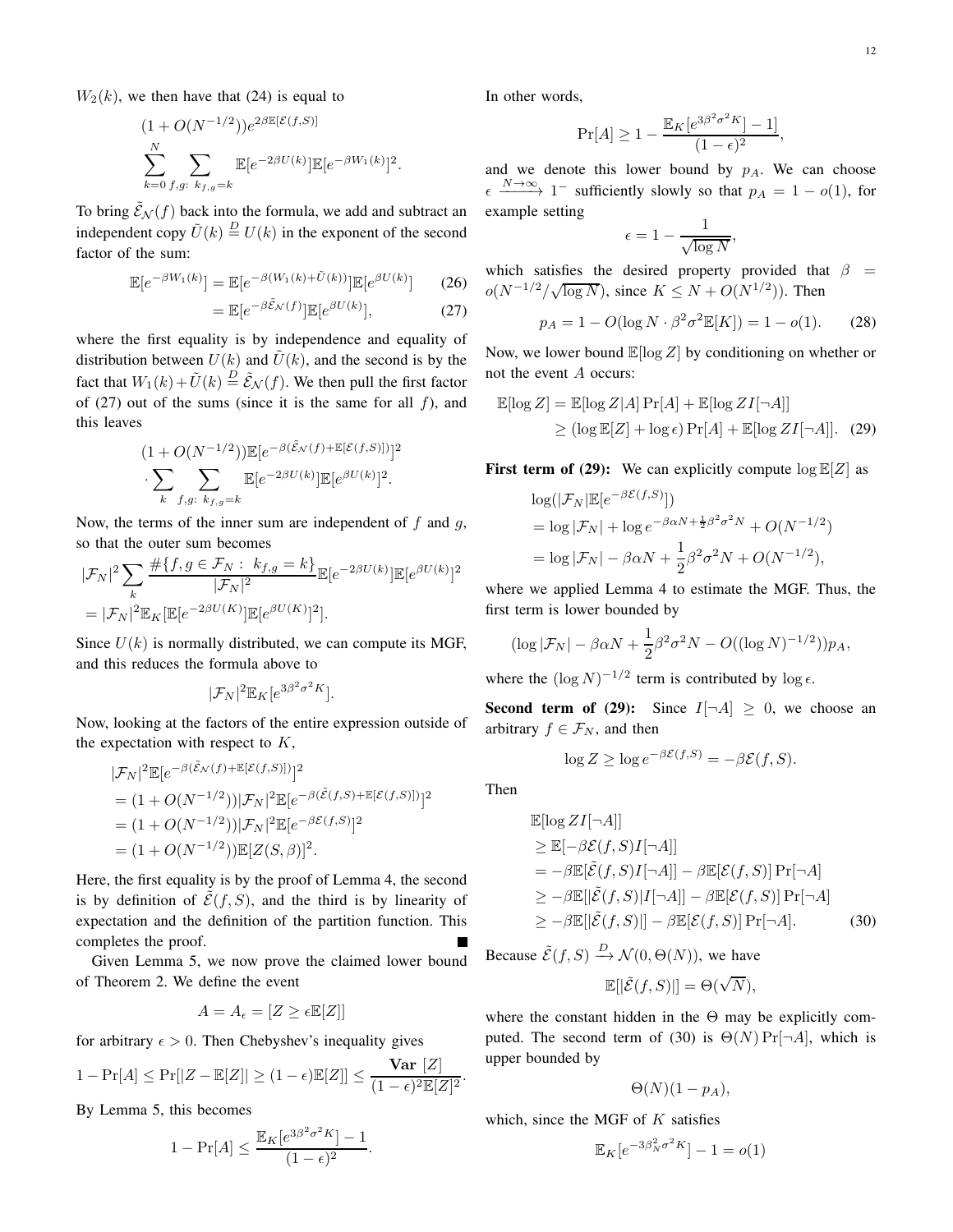$W_2(k)$, we then have that (24) is equal to

$$
\begin{aligned}
&(1+O(N^{-1/2}))e^{2\beta \mathbb{E}[\mathcal{E}(f,S)]} \\
&\sum_{k=0}^{N} \sum_{f,g:\ k_{f,g}=k} \mathbb{E}[e^{-2\beta U(k)}]\mathbb{E}[e^{-\beta W_1(k)}]^2.
\end{aligned}
$$

To bring $\tilde{\mathcal{E}}_{\mathcal{N}}(f)$ back into the formula, we add and subtract an independent copy $\tilde{U}(k) \stackrel{D}{=} U(k)$ in the exponent of the second factor of the sum:

$$
\begin{aligned}
\mathbb{E}[e^{-\beta W_1(k)}] &= \mathbb{E}[e^{-\beta(W_1(k)+\tilde{U}(k))}]\mathbb{E}[e^{\beta U(k)}] \qquad (26)\\
&= \mathbb{E}[e^{-\beta \tilde{\mathcal{E}}_{\mathcal{N}}(f)}]\mathbb{E}[e^{\beta U(k)}], \qquad (27)
\end{aligned}
$$

where the first equality is by independence and equality of distribution between $U(k)$ and $\tilde{U}(k)$, and the second is by the fact that $W_1(k)+\tilde{U}(k) \stackrel{D}{=} \tilde{\mathcal{E}}_{\mathcal{N}}(f)$. We then pull the first factor of (27) out of the sums (since it is the same for all $f$), and this leaves

$$
\begin{aligned}
&(1+O(N^{-1/2}))\mathbb{E}[e^{-\beta(\tilde{\mathcal{E}}_{\mathcal{N}}(f)+\mathbb{E}[\mathcal{E}(f,S)])}]^2 \\
&\cdot \sum_{k} \sum_{f,g:\ k_{f,g}=k} \mathbb{E}[e^{-2\beta U(k)}]\mathbb{E}[e^{\beta U(k)}]^2.
\end{aligned}
$$

Now, the terms of the inner sum are independent of $f$ and $g$, so that the outer sum becomes

$$
\begin{aligned}
&|\mathcal{F}_N|^2 \sum_{k} \frac{\#\{f,g \in \mathcal{F}_N :\ k_{f,g}=k\}}{|\mathcal{F}_N|^2}\mathbb{E}[e^{-2\beta U(k)}]\mathbb{E}[e^{\beta U(k)}]^2 \\
&= |\mathcal{F}_N|^2 \mathbb{E}_K[\mathbb{E}[e^{-2\beta U(K)}]\mathbb{E}[e^{\beta U(K)}]^2].
\end{aligned}
$$

Since $U(k)$ is normally distributed, we can compute its MGF, and this reduces the formula above to

$$
|\mathcal{F}_N|^2 \mathbb{E}_K[e^{3\beta^2\sigma^2 K}].
$$

Now, looking at the factors of the entire expression outside of the expectation with respect to $K$,

$$
\begin{aligned}
&|\mathcal{F}_N|^2 \mathbb{E}[e^{-\beta(\tilde{\mathcal{E}}_{\mathcal{N}}(f)+\mathbb{E}[\mathcal{E}(f,S)])}]^2 \\
&= (1+O(N^{-1/2}))|\mathcal{F}_N|^2 \mathbb{E}[e^{-\beta(\tilde{\mathcal{E}}(f,S)+\mathbb{E}[\mathcal{E}(f,S)])}]^2 \\
&= (1+O(N^{-1/2}))|\mathcal{F}_N|^2 \mathbb{E}[e^{-\beta \mathcal{E}(f,S)}]^2 \\
&= (1+O(N^{-1/2}))\mathbb{E}[Z(S,\beta)]^2.
\end{aligned}
$$

Here, the first equality is by the proof of Lemma 4, the second is by definition of $\tilde{\mathcal{E}}(f,S)$, and the third is by linearity of expectation and the definition of the partition function. This completes the proof. ∎

Given Lemma 5, we now prove the claimed lower bound of Theorem 2. We define the event

$$
A = A_\epsilon = [Z \geq \epsilon \mathbb{E}[Z]]
$$

for arbitrary $\epsilon > 0$. Then Chebyshev's inequality gives

$$
1 - \Pr[A] \leq \Pr[|Z - \mathbb{E}[Z]| \geq (1-\epsilon)\mathbb{E}[Z]] \leq \frac{\mathbf{Var}\ [Z]}{(1-\epsilon)^2 \mathbb{E}[Z]^2}.
$$

By Lemma 5, this becomes

$$
1 - \Pr[A] \leq \frac{\mathbb{E}_K[e^{3\beta^2\sigma^2 K}] - 1}{(1-\epsilon)^2}.
$$

In other words,

$$
\Pr[A] \geq 1 - \frac{\mathbb{E}_K[e^{3\beta^2\sigma^2 K}] - 1]}{(1-\epsilon)^2},
$$

and we denote this lower bound by $p_A$. We can choose $\epsilon \xrightarrow{N\to\infty} 1^-$ sufficiently slowly so that $p_A = 1 - o(1)$, for example setting

$$
\epsilon = 1 - \frac{1}{\sqrt{\log N}},
$$

which satisfies the desired property provided that $\beta = o(N^{-1/2}/\sqrt{\log N})$, since $K \leq N + O(N^{1/2})$). Then

$$
p_A = 1 - O(\log N \cdot \beta^2\sigma^2 \mathbb{E}[K]) = 1 - o(1). \qquad (28)
$$

Now, we lower bound $\mathbb{E}[\log Z]$ by conditioning on whether or not the event $A$ occurs:

$$
\begin{aligned}
\mathbb{E}[\log Z] &= \mathbb{E}[\log Z | A]\Pr[A] + \mathbb{E}[\log Z I[\neg A]] \\
&\geq (\log \mathbb{E}[Z] + \log \epsilon)\Pr[A] + \mathbb{E}[\log Z I[\neg A]]. \qquad (29)
\end{aligned}
$$

**First term of (29):** We can explicitly compute $\log \mathbb{E}[Z]$ as

$$
\begin{aligned}
&\log(|\mathcal{F}_N|\mathbb{E}[e^{-\beta\mathcal{E}(f,S)}]) \\
&= \log|\mathcal{F}_N| + \log e^{-\beta\alpha N + \frac{1}{2}\beta^2\sigma^2 N} + O(N^{-1/2}) \\
&= \log|\mathcal{F}_N| - \beta\alpha N + \frac{1}{2}\beta^2\sigma^2 N + O(N^{-1/2}),
\end{aligned}
$$

where we applied Lemma 4 to estimate the MGF. Thus, the first term is lower bounded by

$$
(\log|\mathcal{F}_N| - \beta\alpha N + \frac{1}{2}\beta^2\sigma^2 N - O((\log N)^{-1/2}))p_A,
$$

where the $(\log N)^{-1/2}$ term is contributed by $\log \epsilon$.

**Second term of (29):** Since $I[\neg A] \geq 0$, we choose an arbitrary $f \in \mathcal{F}_N$, and then

$$
\log Z \geq \log e^{-\beta\mathcal{E}(f,S)} = -\beta\mathcal{E}(f,S).
$$

Then

$$
\begin{aligned}
&\mathbb{E}[\log Z I[\neg A]] \\
&\geq \mathbb{E}[-\beta\mathcal{E}(f,S) I[\neg A]] \\
&= -\beta\mathbb{E}[\tilde{\mathcal{E}}(f,S) I[\neg A]] - \beta\mathbb{E}[\mathcal{E}(f,S)]\Pr[\neg A] \\
&\geq -\beta\mathbb{E}[|\tilde{\mathcal{E}}(f,S)| I[\neg A]] - \beta\mathbb{E}[\mathcal{E}(f,S)]\Pr[\neg A] \\
&\geq -\beta\mathbb{E}[|\tilde{\mathcal{E}}(f,S)|] - \beta\mathbb{E}[\mathcal{E}(f,S)]\Pr[\neg A]. \qquad (30)
\end{aligned}
$$

Because $\tilde{\mathcal{E}}(f,S) \xrightarrow{D} \mathcal{N}(0, \Theta(N))$, we have

$$
\mathbb{E}[|\tilde{\mathcal{E}}(f,S)|] = \Theta(\sqrt{N}),
$$

where the constant hidden in the $\Theta$ may be explicitly computed. The second term of (30) is $\Theta(N)\Pr[\neg A]$, which is upper bounded by

$$
\Theta(N)(1-p_A),
$$

which, since the MGF of $K$ satisfies

$$
\mathbb{E}_K[e^{-3\beta_N^2\sigma^2 K}] - 1 = o(1)
$$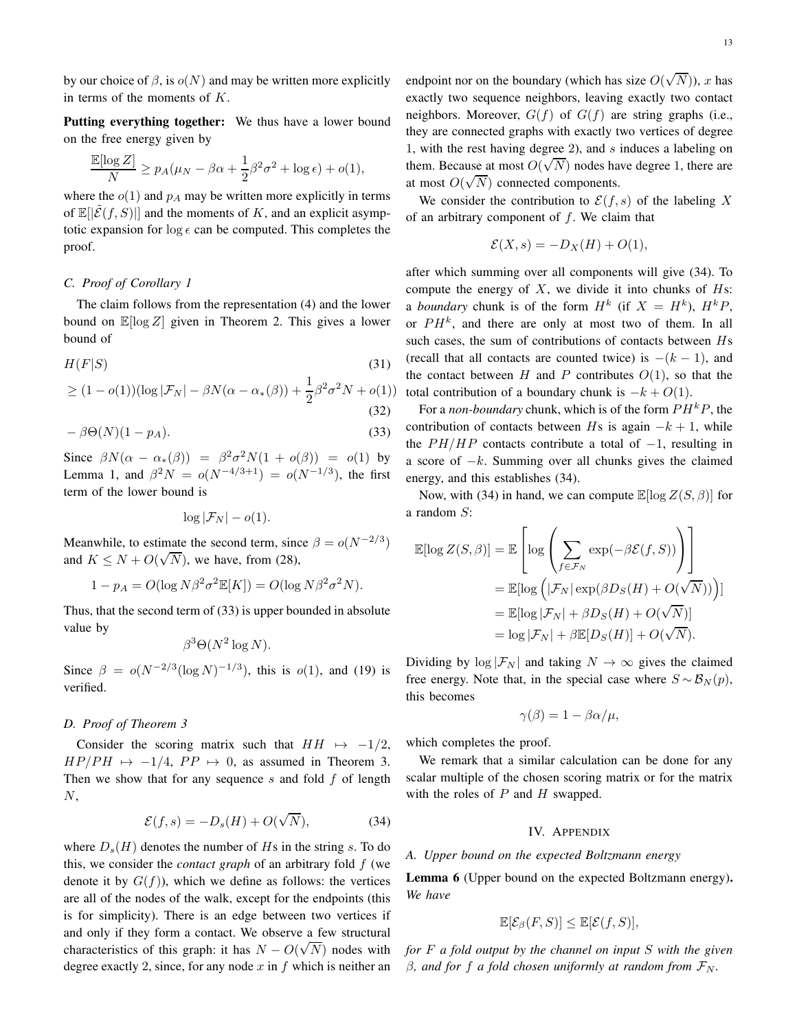by our choice of $\beta$, is $o(N)$ and may be written more explicitly in terms of the moments of $K$.

**Putting everything together:** We thus have a lower bound on the free energy given by

$$\frac{\mathbb{E}[\log Z]}{N} \geq p_A(\mu_N - \beta\alpha + \frac{1}{2}\beta^2\sigma^2 + \log\epsilon) + o(1),$$

where the $o(1)$ and $p_A$ may be written more explicitly in terms of $\mathbb{E}[|\tilde{\mathcal{E}}(f,S)|]$ and the moments of $K$, and an explicit asymptotic expansion for $\log\epsilon$ can be computed. This completes the proof.

### C. Proof of Corollary 1

The claim follows from the representation (4) and the lower bound on $\mathbb{E}[\log Z]$ given in Theorem 2. This gives a lower bound of

$$H(F|S) \tag{31}$$
$$\geq (1-o(1))(\log|\mathcal{F}_N| - \beta N(\alpha - \alpha_*(\beta)) + \frac{1}{2}\beta^2\sigma^2 N + o(1)) \tag{32}$$
$$-\beta\Theta(N)(1-p_A). \tag{33}$$

Since $\beta N(\alpha - \alpha_*(\beta)) = \beta^2\sigma^2 N(1+o(\beta)) = o(1)$ by Lemma 1, and $\beta^2 N = o(N^{-4/3+1}) = o(N^{-1/3})$, the first term of the lower bound is

$$\log|\mathcal{F}_N| - o(1).$$

Meanwhile, to estimate the second term, since $\beta = o(N^{-2/3})$ and $K \leq N + O(\sqrt{N})$, we have, from (28),

$$1 - p_A = O(\log N\beta^2\sigma^2\mathbb{E}[K]) = O(\log N\beta^2\sigma^2 N).$$

Thus, that the second term of (33) is upper bounded in absolute value by

$$\beta^3\Theta(N^2\log N).$$

Since $\beta = o(N^{-2/3}(\log N)^{-1/3})$, this is $o(1)$, and (19) is verified.

### D. Proof of Theorem 3

Consider the scoring matrix such that $HH \mapsto -1/2$, $HP/PH \mapsto -1/4$, $PP \mapsto 0$, as assumed in Theorem 3. Then we show that for any sequence $s$ and fold $f$ of length $N$,

$$\mathcal{E}(f,s) = -D_s(H) + O(\sqrt{N}), \tag{34}$$

where $D_s(H)$ denotes the number of $H$s in the string $s$. To do this, we consider the *contact graph* of an arbitrary fold $f$ (we denote it by $G(f)$), which we define as follows: the vertices are all of the nodes of the walk, except for the endpoints (this is for simplicity). There is an edge between two vertices if and only if they form a contact. We observe a few structural characteristics of this graph: it has $N - O(\sqrt{N})$ nodes with degree exactly 2, since, for any node $x$ in $f$ which is neither an endpoint nor on the boundary (which has size $O(\sqrt{N})$), $x$ has exactly two sequence neighbors, leaving exactly two contact neighbors. Moreover, $G(f)$ of $G(f)$ are string graphs (i.e., they are connected graphs with exactly two vertices of degree 1, with the rest having degree 2), and $s$ induces a labeling on them. Because at most $O(\sqrt{N})$ nodes have degree 1, there are at most $O(\sqrt{N})$ connected components.

We consider the contribution to $\mathcal{E}(f,s)$ of the labeling $X$ of an arbitrary component of $f$. We claim that

$$\mathcal{E}(X,s) = -D_X(H) + O(1),$$

after which summing over all components will give (34). To compute the energy of $X$, we divide it into chunks of $H$s: a *boundary* chunk is of the form $H^k$ (if $X = H^k$), $H^kP$, or $PH^k$, and there are only at most two of them. In all such cases, the sum of contributions of contacts between $H$s (recall that all contacts are counted twice) is $-(k-1)$, and the contact between $H$ and $P$ contributes $O(1)$, so that the total contribution of a boundary chunk is $-k + O(1)$.

For a *non-boundary* chunk, which is of the form $PH^kP$, the contribution of contacts between $H$s is again $-k+1$, while the $PH/HP$ contacts contribute a total of $-1$, resulting in a score of $-k$. Summing over all chunks gives the claimed energy, and this establishes (34).

Now, with (34) in hand, we can compute $\mathbb{E}[\log Z(S,\beta)]$ for a random $S$:

$$\begin{aligned}
\mathbb{E}[\log Z(S,\beta)] &= \mathbb{E}\left[\log\left(\sum_{f\in\mathcal{F}_N}\exp(-\beta\mathcal{E}(f,S))\right)\right] \\
&= \mathbb{E}[\log\left(|\mathcal{F}_N|\exp(\beta D_S(H) + O(\sqrt{N}))\right)] \\
&= \mathbb{E}[\log|\mathcal{F}_N| + \beta D_S(H) + O(\sqrt{N})] \\
&= \log|\mathcal{F}_N| + \beta\mathbb{E}[D_S(H)] + O(\sqrt{N}).
\end{aligned}$$

Dividing by $\log|\mathcal{F}_N|$ and taking $N \to \infty$ gives the claimed free energy. Note that, in the special case where $S \sim \mathcal{B}_N(p)$, this becomes

$$\gamma(\beta) = 1 - \beta\alpha/\mu,$$

which completes the proof.

We remark that a similar calculation can be done for any scalar multiple of the chosen scoring matrix or for the matrix with the roles of $P$ and $H$ swapped.

## IV. Appendix

### A. Upper bound on the expected Boltzmann energy

**Lemma 6** (Upper bound on the expected Boltzmann energy)**.** *We have*

$$\mathbb{E}[\mathcal{E}_\beta(F,S)] \leq \mathbb{E}[\mathcal{E}(f,S)],$$

*for $F$ a fold output by the channel on input $S$ with the given $\beta$, and for $f$ a fold chosen uniformly at random from $\mathcal{F}_N$.*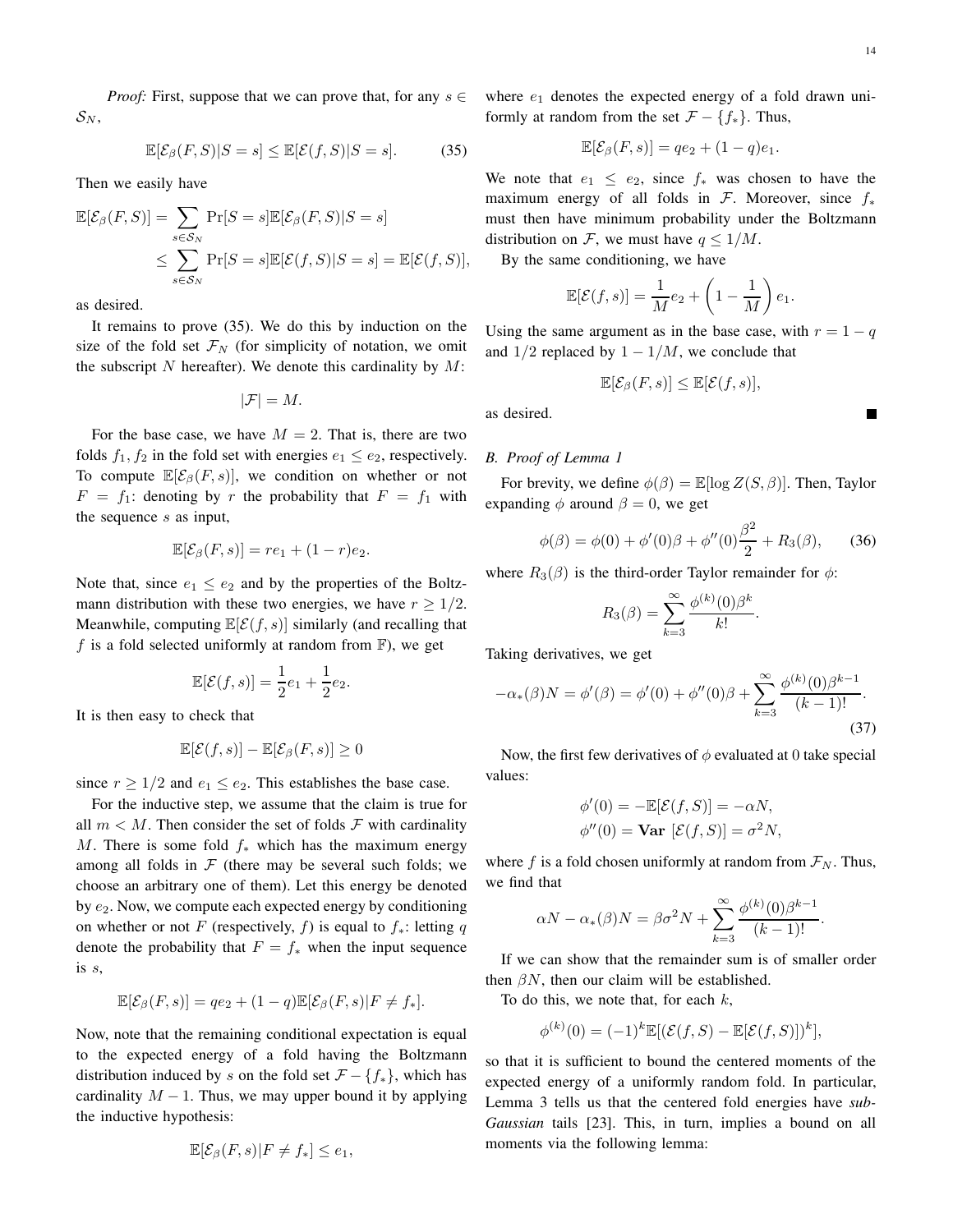*Proof:* First, suppose that we can prove that, for any $s \in \mathcal{S}_N$,

$$\mathbb{E}[\mathcal{E}_\beta(F, S)|S = s] \le \mathbb{E}[\mathcal{E}(f, S)|S = s]. \tag{35}$$

Then we easily have

$$\begin{aligned}
\mathbb{E}[\mathcal{E}_\beta(F, S)] &= \sum_{s \in \mathcal{S}_N} \Pr[S = s] \mathbb{E}[\mathcal{E}_\beta(F, S)|S = s] \\
&\le \sum_{s \in \mathcal{S}_N} \Pr[S = s] \mathbb{E}[\mathcal{E}(f, S)|S = s] = \mathbb{E}[\mathcal{E}(f, S)],
\end{aligned}$$

as desired.

It remains to prove (35). We do this by induction on the size of the fold set $\mathcal{F}_N$ (for simplicity of notation, we omit the subscript $N$ hereafter). We denote this cardinality by $M$:

$$|\mathcal{F}| = M.$$

For the base case, we have $M = 2$. That is, there are two folds $f_1, f_2$ in the fold set with energies $e_1 \le e_2$, respectively. To compute $\mathbb{E}[\mathcal{E}_\beta(F, s)]$, we condition on whether or not $F = f_1$: denoting by $r$ the probability that $F = f_1$ with the sequence $s$ as input,

$$\mathbb{E}[\mathcal{E}_\beta(F, s)] = re_1 + (1 - r)e_2.$$

Note that, since $e_1 \le e_2$ and by the properties of the Boltzmann distribution with these two energies, we have $r \ge 1/2$. Meanwhile, computing $\mathbb{E}[\mathcal{E}(f, s)]$ similarly (and recalling that $f$ is a fold selected uniformly at random from $\mathbb{F}$), we get

$$\mathbb{E}[\mathcal{E}(f, s)] = \frac{1}{2}e_1 + \frac{1}{2}e_2.$$

It is then easy to check that

$$\mathbb{E}[\mathcal{E}(f, s)] - \mathbb{E}[\mathcal{E}_\beta(F, s)] \ge 0$$

since $r \ge 1/2$ and $e_1 \le e_2$. This establishes the base case.

For the inductive step, we assume that the claim is true for all $m < M$. Then consider the set of folds $\mathcal{F}$ with cardinality $M$. There is some fold $f_*$ which has the maximum energy among all folds in $\mathcal{F}$ (there may be several such folds; we choose an arbitrary one of them). Let this energy be denoted by $e_2$. Now, we compute each expected energy by conditioning on whether or not $F$ (respectively, $f$) is equal to $f_*$: letting $q$ denote the probability that $F = f_*$ when the input sequence is $s$,

$$\mathbb{E}[\mathcal{E}_\beta(F, s)] = qe_2 + (1 - q)\mathbb{E}[\mathcal{E}_\beta(F, s)|F \ne f_*].$$

Now, note that the remaining conditional expectation is equal to the expected energy of a fold having the Boltzmann distribution induced by $s$ on the fold set $\mathcal{F} - \{f_*\}$, which has cardinality $M - 1$. Thus, we may upper bound it by applying the inductive hypothesis:

$$\mathbb{E}[\mathcal{E}_\beta(F, s)|F \ne f_*] \le e_1,$$

where $e_1$ denotes the expected energy of a fold drawn uniformly at random from the set $\mathcal{F} - \{f_*\}$. Thus,

$$\mathbb{E}[\mathcal{E}_\beta(F, s)] = qe_2 + (1 - q)e_1.$$

We note that $e_1 \le e_2$, since $f_*$ was chosen to have the maximum energy of all folds in $\mathcal{F}$. Moreover, since $f_*$ must then have minimum probability under the Boltzmann distribution on $\mathcal{F}$, we must have $q \le 1/M$.

By the same conditioning, we have

$$\mathbb{E}[\mathcal{E}(f, s)] = \frac{1}{M}e_2 + \left(1 - \frac{1}{M}\right)e_1.$$

Using the same argument as in the base case, with $r = 1 - q$ and $1/2$ replaced by $1 - 1/M$, we conclude that

$$\mathbb{E}[\mathcal{E}_\beta(F, s)] \le \mathbb{E}[\mathcal{E}(f, s)],$$

as desired. ∎

### B. Proof of Lemma 1

For brevity, we define $\phi(\beta) = \mathbb{E}[\log Z(S, \beta)]$. Then, Taylor expanding $\phi$ around $\beta = 0$, we get

$$\phi(\beta) = \phi(0) + \phi'(0)\beta + \phi''(0)\frac{\beta^2}{2} + R_3(\beta), \tag{36}$$

where $R_3(\beta)$ is the third-order Taylor remainder for $\phi$:

$$R_3(\beta) = \sum_{k=3}^{\infty} \frac{\phi^{(k)}(0)\beta^k}{k!}.$$

Taking derivatives, we get

$$-\alpha_*(\beta)N = \phi'(\beta) = \phi'(0) + \phi''(0)\beta + \sum_{k=3}^{\infty} \frac{\phi^{(k)}(0)\beta^{k-1}}{(k-1)!}. \tag{37}$$

Now, the first few derivatives of $\phi$ evaluated at 0 take special values:

$$\begin{aligned}
\phi'(0) &= -\mathbb{E}[\mathcal{E}(f, S)] = -\alpha N, \\
\phi''(0) &= \mathbf{Var}\ [\mathcal{E}(f, S)] = \sigma^2 N,
\end{aligned}$$

where $f$ is a fold chosen uniformly at random from $\mathcal{F}_N$. Thus, we find that

$$\alpha N - \alpha_*(\beta)N = \beta\sigma^2 N + \sum_{k=3}^{\infty} \frac{\phi^{(k)}(0)\beta^{k-1}}{(k-1)!}.$$

If we can show that the remainder sum is of smaller order then $\beta N$, then our claim will be established.

To do this, we note that, for each $k$,

$$\phi^{(k)}(0) = (-1)^k \mathbb{E}[(\mathcal{E}(f, S) - \mathbb{E}[\mathcal{E}(f, S)])^k],$$

so that it is sufficient to bound the centered moments of the expected energy of a uniformly random fold. In particular, Lemma 3 tells us that the centered fold energies have *sub-Gaussian* tails [23]. This, in turn, implies a bound on all moments via the following lemma: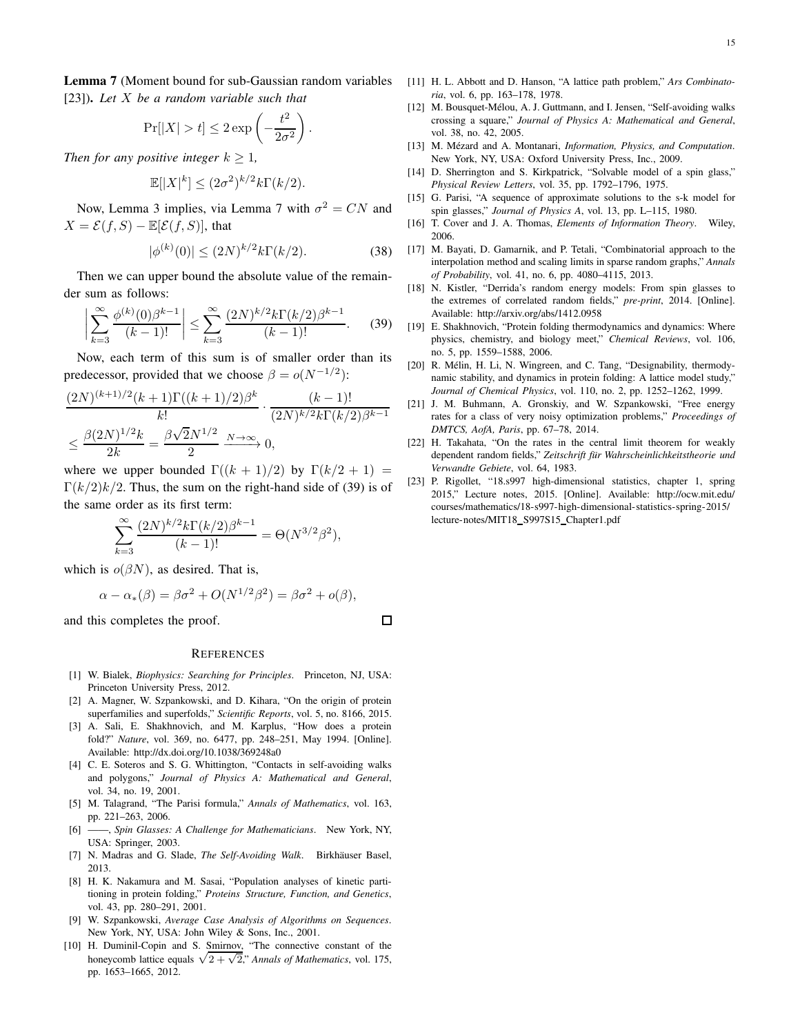**Lemma 7** (Moment bound for sub-Gaussian random variables [23])**.** *Let $X$ be a random variable such that*

$$\Pr[|X| > t] \leq 2 \exp\left(-\frac{t^2}{2\sigma^2}\right).$$

*Then for any positive integer $k \geq 1$,*

$$\mathbb{E}[|X|^k] \leq (2\sigma^2)^{k/2} k\Gamma(k/2).$$

Now, Lemma 3 implies, via Lemma 7 with $\sigma^2 = CN$ and $X = \mathcal{E}(f, S) - \mathbb{E}[\mathcal{E}(f, S)]$, that

$$|\phi^{(k)}(0)| \leq (2N)^{k/2} k\Gamma(k/2). \tag{38}$$

Then we can upper bound the absolute value of the remainder sum as follows:

$$\left|\sum_{k=3}^{\infty} \frac{\phi^{(k)}(0)\beta^{k-1}}{(k-1)!}\right| \leq \sum_{k=3}^{\infty} \frac{(2N)^{k/2} k\Gamma(k/2)\beta^{k-1}}{(k-1)!}. \tag{39}$$

Now, each term of this sum is of smaller order than its predecessor, provided that we choose $\beta = o(N^{-1/2})$:

$$\frac{(2N)^{(k+1)/2}(k+1)\Gamma((k+1)/2)\beta^k}{k!} \cdot \frac{(k-1)!}{(2N)^{k/2} k\Gamma(k/2)\beta^{k-1}}$$
$$\leq \frac{\beta(2N)^{1/2}k}{2k} = \frac{\beta\sqrt{2}N^{1/2}}{2} \xrightarrow{N\to\infty} 0,$$

where we upper bounded $\Gamma((k+1)/2)$ by $\Gamma(k/2+1) = \Gamma(k/2)k/2$. Thus, the sum on the right-hand side of (39) is of the same order as its first term:

$$\sum_{k=3}^{\infty} \frac{(2N)^{k/2} k\Gamma(k/2)\beta^{k-1}}{(k-1)!} = \Theta(N^{3/2}\beta^2),$$

which is $o(\beta N)$, as desired. That is,

$$\alpha - \alpha_*(\beta) = \beta\sigma^2 + O(N^{1/2}\beta^2) = \beta\sigma^2 + o(\beta),$$

and this completes the proof. □

## References

[1] W. Bialek, *Biophysics: Searching for Principles*. Princeton, NJ, USA: Princeton University Press, 2012.

[2] A. Magner, W. Szpankowski, and D. Kihara, "On the origin of protein superfamilies and superfolds," *Scientific Reports*, vol. 5, no. 8166, 2015.

[3] A. Sali, E. Shakhnovich, and M. Karplus, "How does a protein fold?" *Nature*, vol. 369, no. 6477, pp. 248–251, May 1994. [Online]. Available: http://dx.doi.org/10.1038/369248a0

[4] C. E. Soteros and S. G. Whittington, "Contacts in self-avoiding walks and polygons," *Journal of Physics A: Mathematical and General*, vol. 34, no. 19, 2001.

[5] M. Talagrand, "The Parisi formula," *Annals of Mathematics*, vol. 163, pp. 221–263, 2006.

[6] ——, *Spin Glasses: A Challenge for Mathematicians*. New York, NY, USA: Springer, 2003.

[7] N. Madras and G. Slade, *The Self-Avoiding Walk*. Birkhäuser Basel, 2013.

[8] H. K. Nakamura and M. Sasai, "Population analyses of kinetic partitioning in protein folding," *Proteins Structure, Function, and Genetics*, vol. 43, pp. 280–291, 2001.

[9] W. Szpankowski, *Average Case Analysis of Algorithms on Sequences*. New York, NY, USA: John Wiley & Sons, Inc., 2001.

[10] H. Duminil-Copin and S. Smirnov, "The connective constant of the honeycomb lattice equals $\sqrt{2+\sqrt{2}}$," *Annals of Mathematics*, vol. 175, pp. 1653–1665, 2012.

[11] H. L. Abbott and D. Hanson, "A lattice path problem," *Ars Combinatoria*, vol. 6, pp. 163–178, 1978.

[12] M. Bousquet-Mélou, A. J. Guttmann, and I. Jensen, "Self-avoiding walks crossing a square," *Journal of Physics A: Mathematical and General*, vol. 38, no. 42, 2005.

[13] M. Mézard and A. Montanari, *Information, Physics, and Computation*. New York, NY, USA: Oxford University Press, Inc., 2009.

[14] D. Sherrington and S. Kirkpatrick, "Solvable model of a spin glass," *Physical Review Letters*, vol. 35, pp. 1792–1796, 1975.

[15] G. Parisi, "A sequence of approximate solutions to the s-k model for spin glasses," *Journal of Physics A*, vol. 13, pp. L–115, 1980.

[16] T. Cover and J. A. Thomas, *Elements of Information Theory*. Wiley, 2006.

[17] M. Bayati, D. Gamarnik, and P. Tetali, "Combinatorial approach to the interpolation method and scaling limits in sparse random graphs," *Annals of Probability*, vol. 41, no. 6, pp. 4080–4115, 2013.

[18] N. Kistler, "Derrida's random energy models: From spin glasses to the extremes of correlated random fields," *pre-print*, 2014. [Online]. Available: http://arxiv.org/abs/1412.0958

[19] E. Shakhnovich, "Protein folding thermodynamics and dynamics: Where physics, chemistry, and biology meet," *Chemical Reviews*, vol. 106, no. 5, pp. 1559–1588, 2006.

[20] R. Mélin, H. Li, N. Wingreen, and C. Tang, "Designability, thermodynamic stability, and dynamics in protein folding: A lattice model study," *Journal of Chemical Physics*, vol. 110, no. 2, pp. 1252–1262, 1999.

[21] J. M. Buhmann, A. Gronskiy, and W. Szpankowski, "Free energy rates for a class of very noisy optimization problems," *Proceedings of DMTCS, AofA, Paris*, pp. 67–78, 2014.

[22] H. Takahata, "On the rates in the central limit theorem for weakly dependent random fields," *Zeitschrift für Wahrscheinlichkeitstheorie und Verwandte Gebiete*, vol. 64, 1983.

[23] P. Rigollet, "18.s997 high-dimensional statistics, chapter 1, spring 2015," Lecture notes, 2015. [Online]. Available: http://ocw.mit.edu/courses/mathematics/18-s997-high-dimensional-statistics-spring-2015/lecture-notes/MIT18_S997S15_Chapter1.pdf